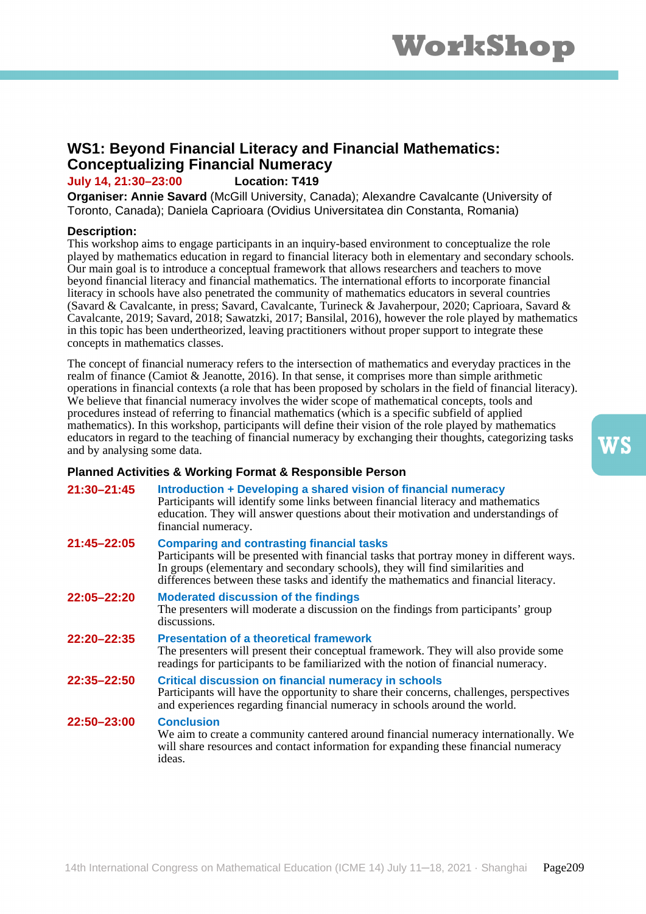## WS1: Beyond Financial Literacy and Financial Mathematics: Conceptualizing Financial Numeracy

**July 14, 21:30–23:00** **Location: T419**

**Organiser: Annie Savard** (McGill University, Canada); Alexandre Cavalcante (University of Toronto, Canada); Daniela Caprioara (Ovidius Universitatea din Constanta, Romania)

**Description:**

This workshop aims to engage participants in an inquiry-based environment to conceptualize the role played by mathematics education in regard to financial literacy both in elementary and secondary schools. Our main goal is to introduce a conceptual framework that allows researchers and teachers to move beyond financial literacy and financial mathematics. The international efforts to incorporate financial literacy in schools have also penetrated the community of mathematics educators in several countries (Savard & Cavalcante, in press; Savard, Cavalcante, Turineck & Javaherpour, 2020; Caprioara, Savard & Cavalcante, 2019; Savard, 2018; Sawatzki, 2017; Bansilal, 2016), however the role played by mathematics in this topic has been undertheorized, leaving practitioners without proper support to integrate these concepts in mathematics classes.

The concept of financial numeracy refers to the intersection of mathematics and everyday practices in the realm of finance (Camiot & Jeanotte, 2016). In that sense, it comprises more than simple arithmetic operations in financial contexts (a role that has been proposed by scholars in the field of financial literacy). We believe that financial numeracy involves the wider scope of mathematical concepts, tools and procedures instead of referring to financial mathematics (which is a specific subfield of applied mathematics). In this workshop, participants will define their vision of the role played by mathematics educators in regard to the teaching of financial numeracy by exchanging their thoughts, categorizing tasks and by analysing some data.

**Planned Activities & Working Format & Responsible Person**

**21:30–21:45** **Introduction + Developing a shared vision of financial numeracy**
Participants will identify some links between financial literacy and mathematics education. They will answer questions about their motivation and understandings of financial numeracy.

**21:45–22:05** **Comparing and contrasting financial tasks**
Participants will be presented with financial tasks that portray money in different ways. In groups (elementary and secondary schools), they will find similarities and differences between these tasks and identify the mathematics and financial literacy.

**22:05–22:20** **Moderated discussion of the findings**
The presenters will moderate a discussion on the findings from participants' group discussions.

**22:20–22:35** **Presentation of a theoretical framework**
The presenters will present their conceptual framework. They will also provide some readings for participants to be familiarized with the notion of financial numeracy.

**22:35–22:50** **Critical discussion on financial numeracy in schools**
Participants will have the opportunity to share their concerns, challenges, perspectives and experiences regarding financial numeracy in schools around the world.

**22:50–23:00** **Conclusion**
We aim to create a community cantered around financial numeracy internationally. We will share resources and contact information for expanding these financial numeracy ideas.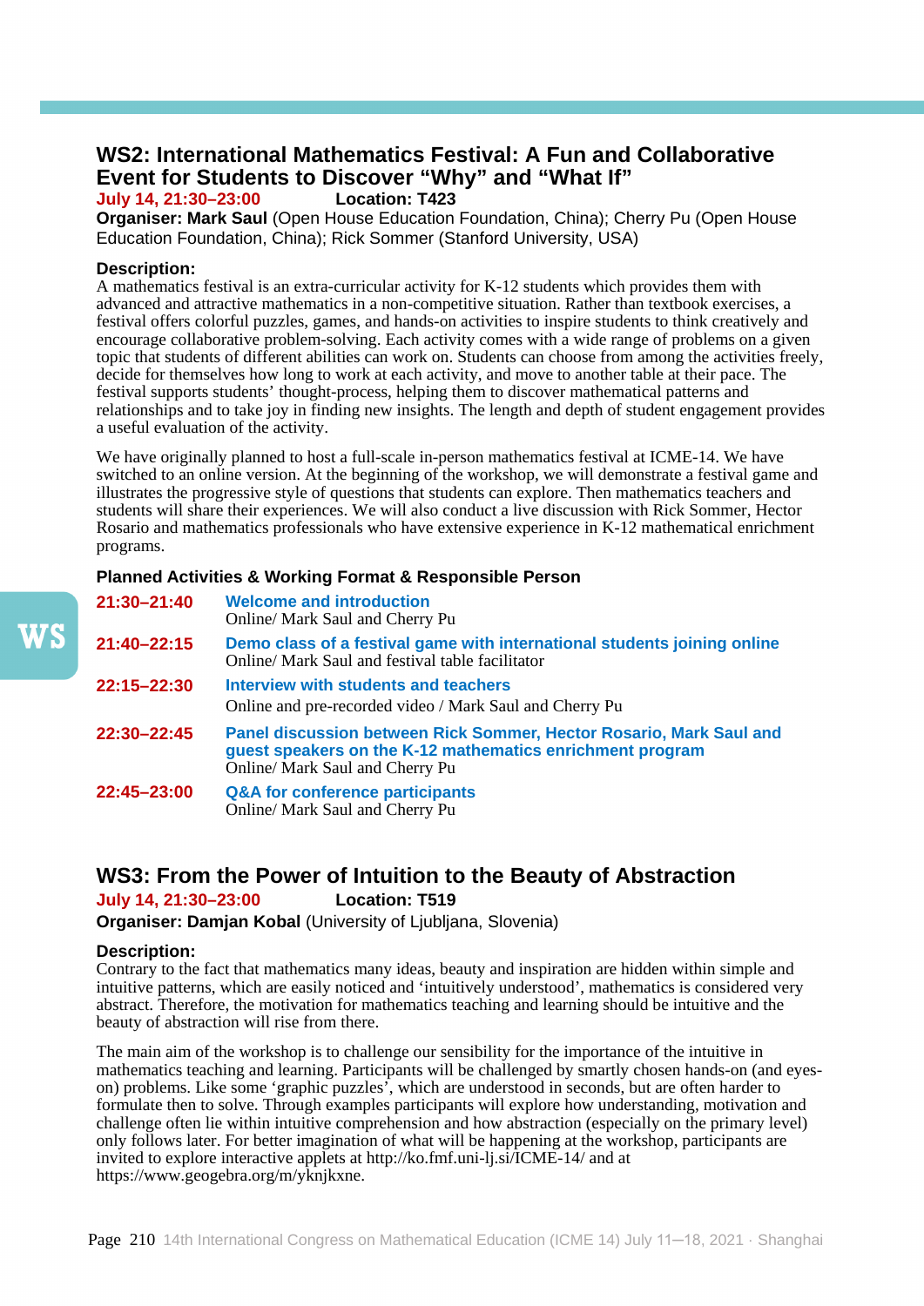## WS2: International Mathematics Festival: A Fun and Collaborative Event for Students to Discover “Why” and “What If”

**July 14, 21:30–23:00** **Location: T423**

**Organiser: Mark Saul** (Open House Education Foundation, China); Cherry Pu (Open House Education Foundation, China); Rick Sommer (Stanford University, USA)

**Description:**

A mathematics festival is an extra-curricular activity for K-12 students which provides them with advanced and attractive mathematics in a non-competitive situation. Rather than textbook exercises, a festival offers colorful puzzles, games, and hands-on activities to inspire students to think creatively and encourage collaborative problem-solving. Each activity comes with a wide range of problems on a given topic that students of different abilities can work on. Students can choose from among the activities freely, decide for themselves how long to work at each activity, and move to another table at their pace. The festival supports students’ thought-process, helping them to discover mathematical patterns and relationships and to take joy in finding new insights. The length and depth of student engagement provides a useful evaluation of the activity.

We have originally planned to host a full-scale in-person mathematics festival at ICME-14. We have switched to an online version. At the beginning of the workshop, we will demonstrate a festival game and illustrates the progressive style of questions that students can explore. Then mathematics teachers and students will share their experiences. We will also conduct a live discussion with Rick Sommer, Hector Rosario and mathematics professionals who have extensive experience in K-12 mathematical enrichment programs.

**Planned Activities & Working Format & Responsible Person**

| | |
|---|---|
| **21:30–21:40** | **Welcome and introduction**<br>Online/ Mark Saul and Cherry Pu |
| **21:40–22:15** | **Demo class of a festival game with international students joining online**<br>Online/ Mark Saul and festival table facilitator |
| **22:15–22:30** | **Interview with students and teachers**<br>Online and pre-recorded video / Mark Saul and Cherry Pu |
| **22:30–22:45** | **Panel discussion between Rick Sommer, Hector Rosario, Mark Saul and guest speakers on the K-12 mathematics enrichment program**<br>Online/ Mark Saul and Cherry Pu |
| **22:45–23:00** | **Q&A for conference participants**<br>Online/ Mark Saul and Cherry Pu |

## WS3: From the Power of Intuition to the Beauty of Abstraction

**July 14, 21:30–23:00** **Location: T519**

**Organiser: Damjan Kobal** (University of Ljubljana, Slovenia)

**Description:**

Contrary to the fact that mathematics many ideas, beauty and inspiration are hidden within simple and intuitive patterns, which are easily noticed and ‘intuitively understood’, mathematics is considered very abstract. Therefore, the motivation for mathematics teaching and learning should be intuitive and the beauty of abstraction will rise from there.

The main aim of the workshop is to challenge our sensibility for the importance of the intuitive in mathematics teaching and learning. Participants will be challenged by smartly chosen hands-on (and eyes-on) problems. Like some ‘graphic puzzles’, which are understood in seconds, but are often harder to formulate then to solve. Through examples participants will explore how understanding, motivation and challenge often lie within intuitive comprehension and how abstraction (especially on the primary level) only follows later. For better imagination of what will be happening at the workshop, participants are invited to explore interactive applets at http://ko.fmf.uni-lj.si/ICME-14/ and at https://www.geogebra.org/m/yknjkxne.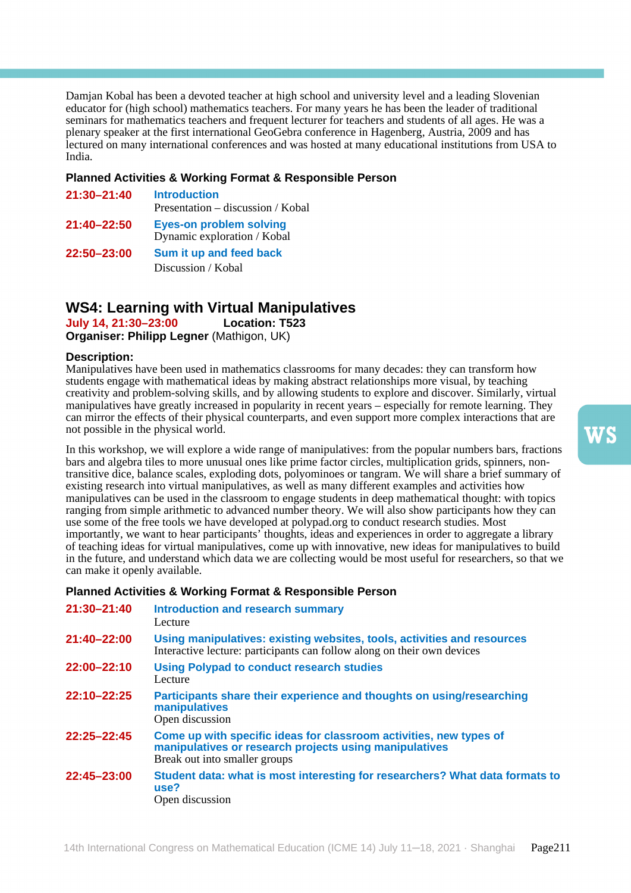Damjan Kobal has been a devoted teacher at high school and university level and a leading Slovenian educator for (high school) mathematics teachers. For many years he has been the leader of traditional seminars for mathematics teachers and frequent lecturer for teachers and students of all ages. He was a plenary speaker at the first international GeoGebra conference in Hagenberg, Austria, 2009 and has lectured on many international conferences and was hosted at many educational institutions from USA to India.

**Planned Activities & Working Format & Responsible Person**

**21:30–21:40** **Introduction**
Presentation – discussion / Kobal

**21:40–22:50** **Eyes-on problem solving**
Dynamic exploration / Kobal

**22:50–23:00** **Sum it up and feed back**
Discussion / Kobal

## WS4: Learning with Virtual Manipulatives

**July 14, 21:30–23:00** **Location: T523**

**Organiser: Philipp Legner** (Mathigon, UK)

**Description:**

Manipulatives have been used in mathematics classrooms for many decades: they can transform how students engage with mathematical ideas by making abstract relationships more visual, by teaching creativity and problem-solving skills, and by allowing students to explore and discover. Similarly, virtual manipulatives have greatly increased in popularity in recent years – especially for remote learning. They can mirror the effects of their physical counterparts, and even support more complex interactions that are not possible in the physical world.

In this workshop, we will explore a wide range of manipulatives: from the popular numbers bars, fractions bars and algebra tiles to more unusual ones like prime factor circles, multiplication grids, spinners, non-transitive dice, balance scales, exploding dots, polyominoes or tangram. We will share a brief summary of existing research into virtual manipulatives, as well as many different examples and activities how manipulatives can be used in the classroom to engage students in deep mathematical thought: with topics ranging from simple arithmetic to advanced number theory. We will also show participants how they can use some of the free tools we have developed at polypad.org to conduct research studies. Most importantly, we want to hear participants' thoughts, ideas and experiences in order to aggregate a library of teaching ideas for virtual manipulatives, come up with innovative, new ideas for manipulatives to build in the future, and understand which data we are collecting would be most useful for researchers, so that we can make it openly available.

**Planned Activities & Working Format & Responsible Person**

**21:30–21:40** **Introduction and research summary**
Lecture

**21:40–22:00** **Using manipulatives: existing websites, tools, activities and resources**
Interactive lecture: participants can follow along on their own devices

**22:00–22:10** **Using Polypad to conduct research studies**
Lecture

**22:10–22:25** **Participants share their experience and thoughts on using/researching manipulatives**
Open discussion

**22:25–22:45** **Come up with specific ideas for classroom activities, new types of manipulatives or research projects using manipulatives**
Break out into smaller groups

**22:45–23:00** **Student data: what is most interesting for researchers? What data formats to use?**
Open discussion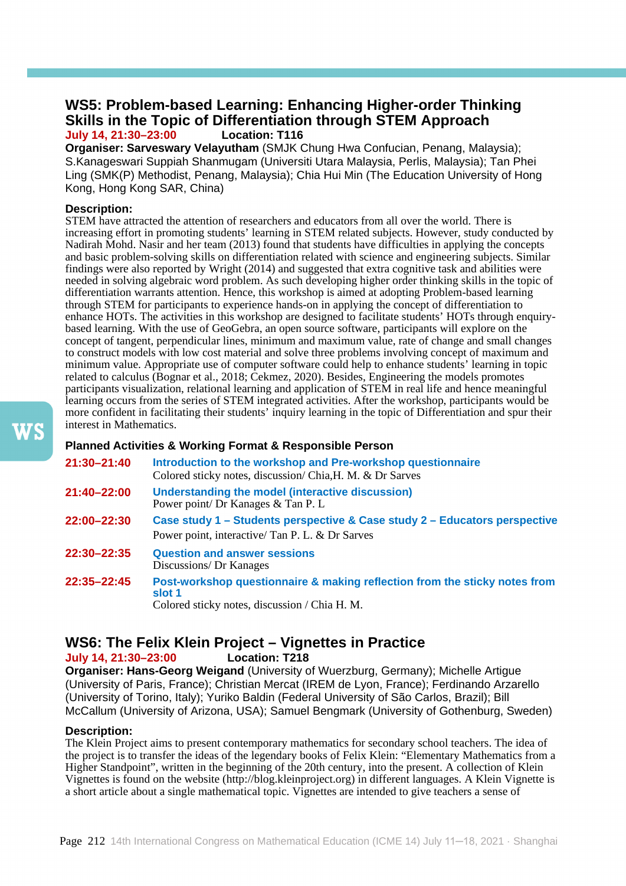## WS5: Problem-based Learning: Enhancing Higher-order Thinking Skills in the Topic of Differentiation through STEM Approach

**July 14, 21:30–23:00** **Location: T116**

**Organiser: Sarveswary Velayutham** (SMJK Chung Hwa Confucian, Penang, Malaysia); S.Kanageswari Suppiah Shanmugam (Universiti Utara Malaysia, Perlis, Malaysia); Tan Phei Ling (SMK(P) Methodist, Penang, Malaysia); Chia Hui Min (The Education University of Hong Kong, Hong Kong SAR, China)

**Description:**

STEM have attracted the attention of researchers and educators from all over the world. There is increasing effort in promoting students' learning in STEM related subjects. However, study conducted by Nadirah Mohd. Nasir and her team (2013) found that students have difficulties in applying the concepts and basic problem-solving skills on differentiation related with science and engineering subjects. Similar findings were also reported by Wright (2014) and suggested that extra cognitive task and abilities were needed in solving algebraic word problem. As such developing higher order thinking skills in the topic of differentiation warrants attention. Hence, this workshop is aimed at adopting Problem-based learning through STEM for participants to experience hands-on in applying the concept of differentiation to enhance HOTs. The activities in this workshop are designed to facilitate students' HOTs through enquiry-based learning. With the use of GeoGebra, an open source software, participants will explore on the concept of tangent, perpendicular lines, minimum and maximum value, rate of change and small changes to construct models with low cost material and solve three problems involving concept of maximum and minimum value. Appropriate use of computer software could help to enhance students' learning in topic related to calculus (Bognar et al., 2018; Cekmez, 2020). Besides, Engineering the models promotes participants visualization, relational learning and application of STEM in real life and hence meaningful learning occurs from the series of STEM integrated activities. After the workshop, participants would be more confident in facilitating their students' inquiry learning in the topic of Differentiation and spur their interest in Mathematics.

**Planned Activities & Working Format & Responsible Person**

**21:30–21:40** **Introduction to the workshop and Pre-workshop questionnaire**
Colored sticky notes, discussion/ Chia,H. M. & Dr Sarves

**21:40–22:00** **Understanding the model (interactive discussion)**
Power point/ Dr Kanages & Tan P. L

**22:00–22:30** **Case study 1 – Students perspective & Case study 2 – Educators perspective**
Power point, interactive/ Tan P. L. & Dr Sarves

**22:30–22:35** **Question and answer sessions**
Discussions/ Dr Kanages

**22:35–22:45** **Post-workshop questionnaire & making reflection from the sticky notes from slot 1**
Colored sticky notes, discussion / Chia H. M.

## WS6: The Felix Klein Project – Vignettes in Practice

**July 14, 21:30–23:00** **Location: T218**

**Organiser: Hans-Georg Weigand** (University of Wuerzburg, Germany); Michelle Artigue (University of Paris, France); Christian Mercat (IREM de Lyon, France); Ferdinando Arzarello (University of Torino, Italy); Yuriko Baldin (Federal University of São Carlos, Brazil); Bill McCallum (University of Arizona, USA); Samuel Bengmark (University of Gothenburg, Sweden)

**Description:**

The Klein Project aims to present contemporary mathematics for secondary school teachers. The idea of the project is to transfer the ideas of the legendary books of Felix Klein: "Elementary Mathematics from a Higher Standpoint", written in the beginning of the 20th century, into the present. A collection of Klein Vignettes is found on the website (http://blog.kleinproject.org) in different languages. A Klein Vignette is a short article about a single mathematical topic. Vignettes are intended to give teachers a sense of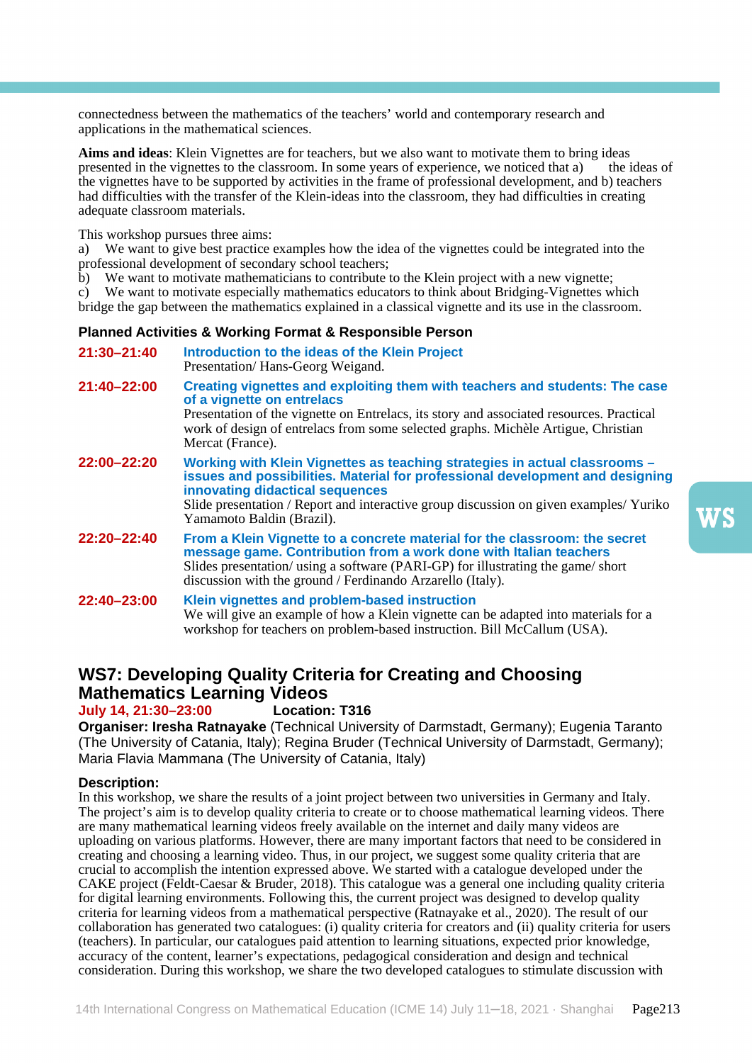connectedness between the mathematics of the teachers' world and contemporary research and applications in the mathematical sciences.

**Aims and ideas**: Klein Vignettes are for teachers, but we also want to motivate them to bring ideas presented in the vignettes to the classroom. In some years of experience, we noticed that a) the ideas of the vignettes have to be supported by activities in the frame of professional development, and b) teachers had difficulties with the transfer of the Klein-ideas into the classroom, they had difficulties in creating adequate classroom materials.

This workshop pursues three aims:

a) We want to give best practice examples how the idea of the vignettes could be integrated into the professional development of secondary school teachers;
b) We want to motivate mathematicians to contribute to the Klein project with a new vignette;
c) We want to motivate especially mathematics educators to think about Bridging-Vignettes which bridge the gap between the mathematics explained in a classical vignette and its use in the classroom.

**Planned Activities & Working Format & Responsible Person**

**21:30–21:40** **Introduction to the ideas of the Klein Project**
Presentation/ Hans-Georg Weigand.

**21:40–22:00** **Creating vignettes and exploiting them with teachers and students: The case of a vignette on entrelacs**
Presentation of the vignette on Entrelacs, its story and associated resources. Practical work of design of entrelacs from some selected graphs. Michèle Artigue, Christian Mercat (France).

**22:00–22:20** **Working with Klein Vignettes as teaching strategies in actual classrooms – issues and possibilities. Material for professional development and designing innovating didactical sequences**
Slide presentation / Report and interactive group discussion on given examples/ Yuriko Yamamoto Baldin (Brazil).

**22:20–22:40** **From a Klein Vignette to a concrete material for the classroom: the secret message game. Contribution from a work done with Italian teachers**
Slides presentation/ using a software (PARI-GP) for illustrating the game/ short discussion with the ground / Ferdinando Arzarello (Italy).

**22:40–23:00** **Klein vignettes and problem-based instruction**
We will give an example of how a Klein vignette can be adapted into materials for a workshop for teachers on problem-based instruction. Bill McCallum (USA).

## WS7: Developing Quality Criteria for Creating and Choosing Mathematics Learning Videos

**July 14, 21:30–23:00** **Location: T316**

**Organiser: Iresha Ratnayake** (Technical University of Darmstadt, Germany); Eugenia Taranto (The University of Catania, Italy); Regina Bruder (Technical University of Darmstadt, Germany); Maria Flavia Mammana (The University of Catania, Italy)

**Description:**

In this workshop, we share the results of a joint project between two universities in Germany and Italy. The project's aim is to develop quality criteria to create or to choose mathematical learning videos. There are many mathematical learning videos freely available on the internet and daily many videos are uploading on various platforms. However, there are many important factors that need to be considered in creating and choosing a learning video. Thus, in our project, we suggest some quality criteria that are crucial to accomplish the intention expressed above. We started with a catalogue developed under the CAKE project (Feldt-Caesar & Bruder, 2018). This catalogue was a general one including quality criteria for digital learning environments. Following this, the current project was designed to develop quality criteria for learning videos from a mathematical perspective (Ratnayake et al., 2020). The result of our collaboration has generated two catalogues: (i) quality criteria for creators and (ii) quality criteria for users (teachers). In particular, our catalogues paid attention to learning situations, expected prior knowledge, accuracy of the content, learner's expectations, pedagogical consideration and design and technical consideration. During this workshop, we share the two developed catalogues to stimulate discussion with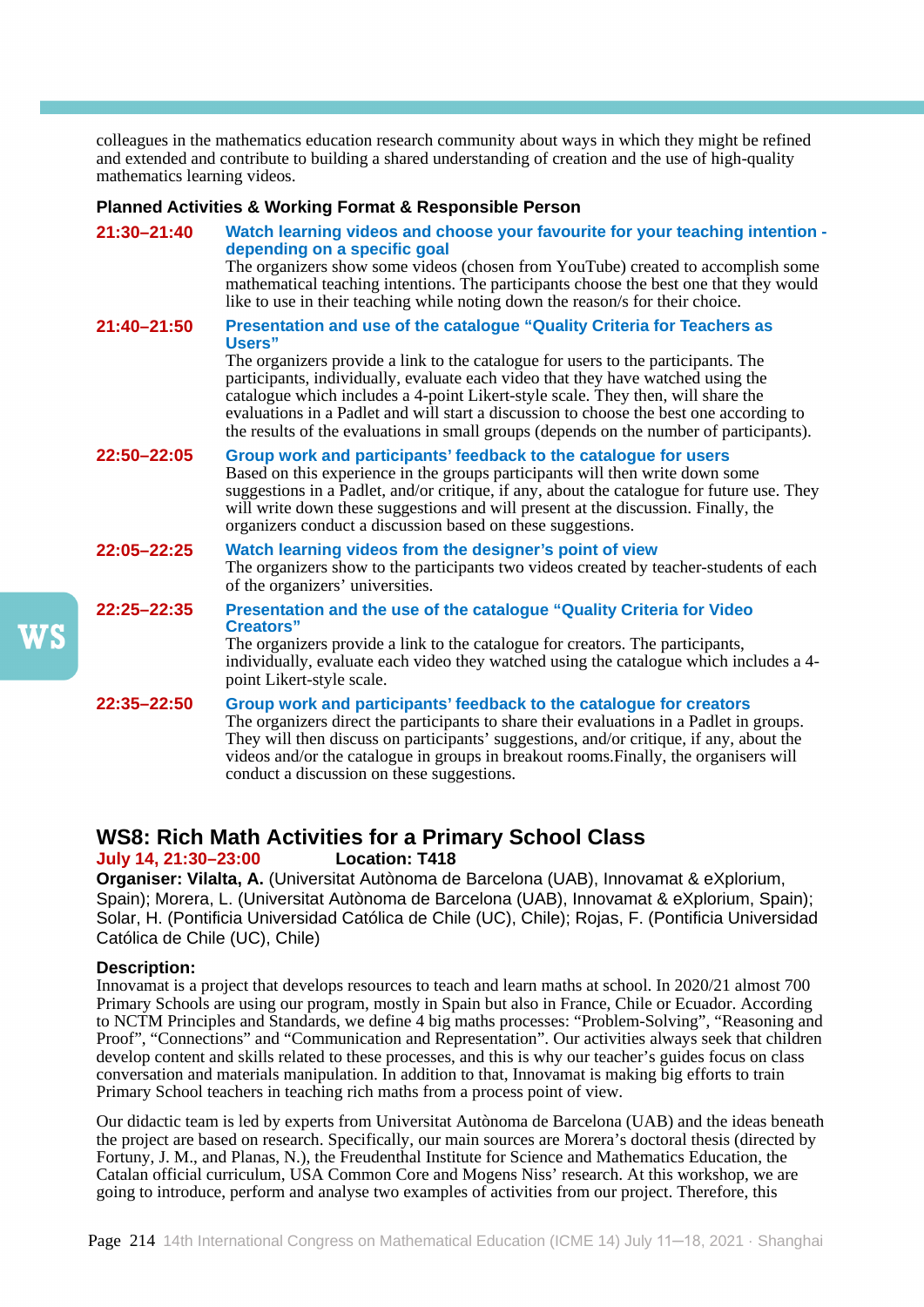colleagues in the mathematics education research community about ways in which they might be refined and extended and contribute to building a shared understanding of creation and the use of high-quality mathematics learning videos.

**Planned Activities & Working Format & Responsible Person**

**21:30–21:40** **Watch learning videos and choose your favourite for your teaching intention - depending on a specific goal**
The organizers show some videos (chosen from YouTube) created to accomplish some mathematical teaching intentions. The participants choose the best one that they would like to use in their teaching while noting down the reason/s for their choice.

**21:40–21:50** **Presentation and use of the catalogue "Quality Criteria for Teachers as Users"**
The organizers provide a link to the catalogue for users to the participants. The participants, individually, evaluate each video that they have watched using the catalogue which includes a 4-point Likert-style scale. They then, will share the evaluations in a Padlet and will start a discussion to choose the best one according to the results of the evaluations in small groups (depends on the number of participants).

**22:50–22:05** **Group work and participants' feedback to the catalogue for users**
Based on this experience in the groups participants will then write down some suggestions in a Padlet, and/or critique, if any, about the catalogue for future use. They will write down these suggestions and will present at the discussion. Finally, the organizers conduct a discussion based on these suggestions.

**22:05–22:25** **Watch learning videos from the designer's point of view**
The organizers show to the participants two videos created by teacher-students of each of the organizers' universities.

**22:25–22:35** **Presentation and the use of the catalogue "Quality Criteria for Video Creators"**
The organizers provide a link to the catalogue for creators. The participants, individually, evaluate each video they watched using the catalogue which includes a 4-point Likert-style scale.

**22:35–22:50** **Group work and participants' feedback to the catalogue for creators**
The organizers direct the participants to share their evaluations in a Padlet in groups. They will then discuss on participants' suggestions, and/or critique, if any, about the videos and/or the catalogue in groups in breakout rooms.Finally, the organisers will conduct a discussion on these suggestions.

## WS8: Rich Math Activities for a Primary School Class

**July 14, 21:30–23:00** **Location: T418**

**Organiser: Vilalta, A.** (Universitat Autònoma de Barcelona (UAB), Innovamat & eXplorium, Spain); Morera, L. (Universitat Autònoma de Barcelona (UAB), Innovamat & eXplorium, Spain); Solar, H. (Pontificia Universidad Católica de Chile (UC), Chile); Rojas, F. (Pontificia Universidad Católica de Chile (UC), Chile)

**Description:**

Innovamat is a project that develops resources to teach and learn maths at school. In 2020/21 almost 700 Primary Schools are using our program, mostly in Spain but also in France, Chile or Ecuador. According to NCTM Principles and Standards, we define 4 big maths processes: "Problem-Solving", "Reasoning and Proof", "Connections" and "Communication and Representation". Our activities always seek that children develop content and skills related to these processes, and this is why our teacher's guides focus on class conversation and materials manipulation. In addition to that, Innovamat is making big efforts to train Primary School teachers in teaching rich maths from a process point of view.

Our didactic team is led by experts from Universitat Autònoma de Barcelona (UAB) and the ideas beneath the project are based on research. Specifically, our main sources are Morera's doctoral thesis (directed by Fortuny, J. M., and Planas, N.), the Freudenthal Institute for Science and Mathematics Education, the Catalan official curriculum, USA Common Core and Mogens Niss' research. At this workshop, we are going to introduce, perform and analyse two examples of activities from our project. Therefore, this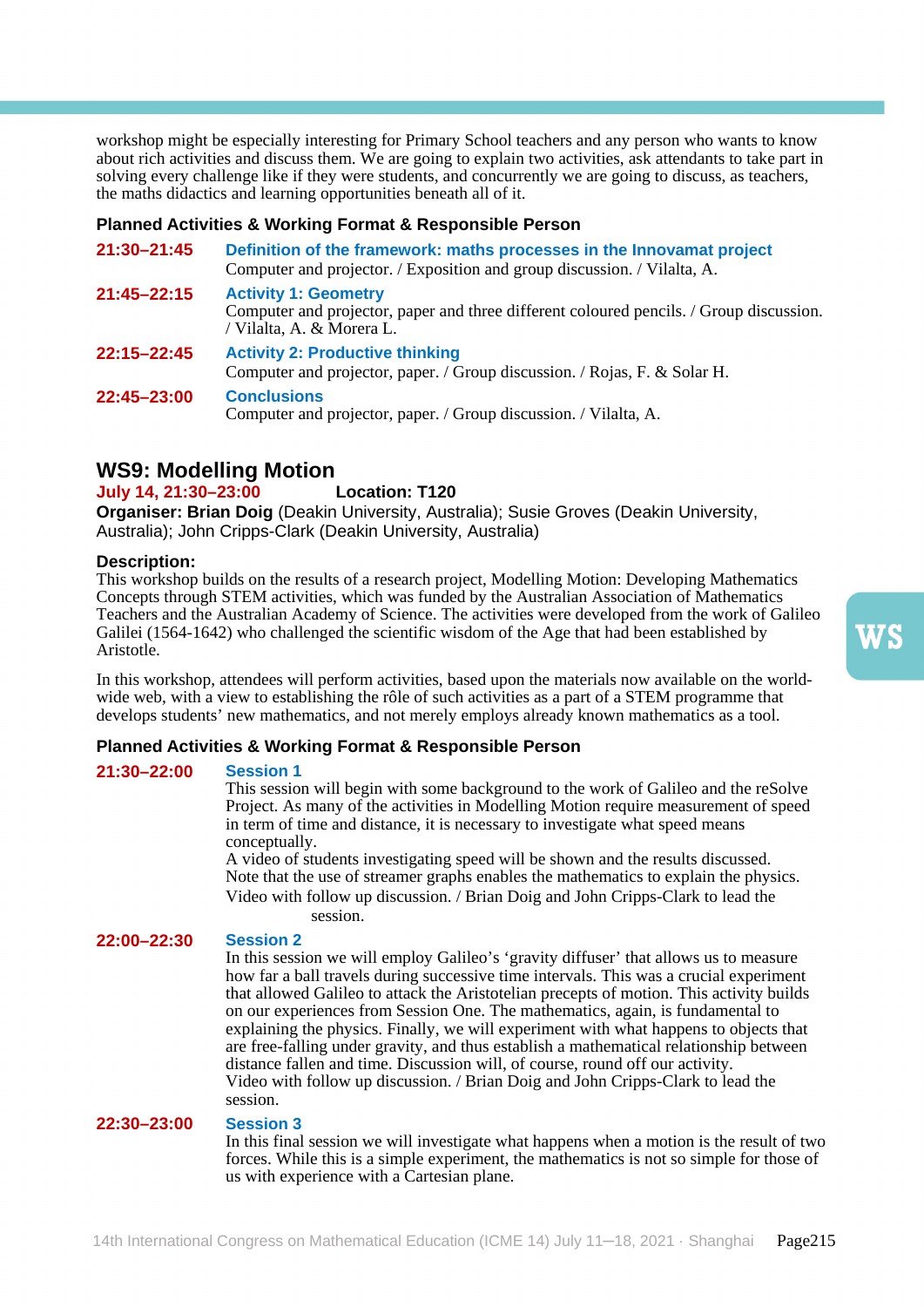workshop might be especially interesting for Primary School teachers and any person who wants to know about rich activities and discuss them. We are going to explain two activities, ask attendants to take part in solving every challenge like if they were students, and concurrently we are going to discuss, as teachers, the maths didactics and learning opportunities beneath all of it.

#### Planned Activities & Working Format & Responsible Person

**21:30–21:45** **Definition of the framework: maths processes in the Innovamat project**
Computer and projector. / Exposition and group discussion. / Vilalta, A.

**21:45–22:15** **Activity 1: Geometry**
Computer and projector, paper and three different coloured pencils. / Group discussion. / Vilalta, A. & Morera L.

**22:15–22:45** **Activity 2: Productive thinking**
Computer and projector, paper. / Group discussion. / Rojas, F. & Solar H.

**22:45–23:00** **Conclusions**
Computer and projector, paper. / Group discussion. / Vilalta, A.

## WS9: Modelling Motion

**July 14, 21:30–23:00** **Location: T120**

**Organiser: Brian Doig** (Deakin University, Australia); Susie Groves (Deakin University, Australia); John Cripps-Clark (Deakin University, Australia)

#### Description:

This workshop builds on the results of a research project, Modelling Motion: Developing Mathematics Concepts through STEM activities, which was funded by the Australian Association of Mathematics Teachers and the Australian Academy of Science. The activities were developed from the work of Galileo Galilei (1564-1642) who challenged the scientific wisdom of the Age that had been established by Aristotle.

In this workshop, attendees will perform activities, based upon the materials now available on the world-wide web, with a view to establishing the rôle of such activities as a part of a STEM programme that develops students' new mathematics, and not merely employs already known mathematics as a tool.

#### Planned Activities & Working Format & Responsible Person

**21:30–22:00** **Session 1**
This session will begin with some background to the work of Galileo and the reSolve Project. As many of the activities in Modelling Motion require measurement of speed in term of time and distance, it is necessary to investigate what speed means conceptually.
A video of students investigating speed will be shown and the results discussed. Note that the use of streamer graphs enables the mathematics to explain the physics.
Video with follow up discussion. / Brian Doig and John Cripps-Clark to lead the session.

**22:00–22:30** **Session 2**
In this session we will employ Galileo's 'gravity diffuser' that allows us to measure how far a ball travels during successive time intervals. This was a crucial experiment that allowed Galileo to attack the Aristotelian precepts of motion. This activity builds on our experiences from Session One. The mathematics, again, is fundamental to explaining the physics. Finally, we will experiment with what happens to objects that are free-falling under gravity, and thus establish a mathematical relationship between distance fallen and time. Discussion will, of course, round off our activity.
Video with follow up discussion. / Brian Doig and John Cripps-Clark to lead the session.

**22:30–23:00** **Session 3**
In this final session we will investigate what happens when a motion is the result of two forces. While this is a simple experiment, the mathematics is not so simple for those of us with experience with a Cartesian plane.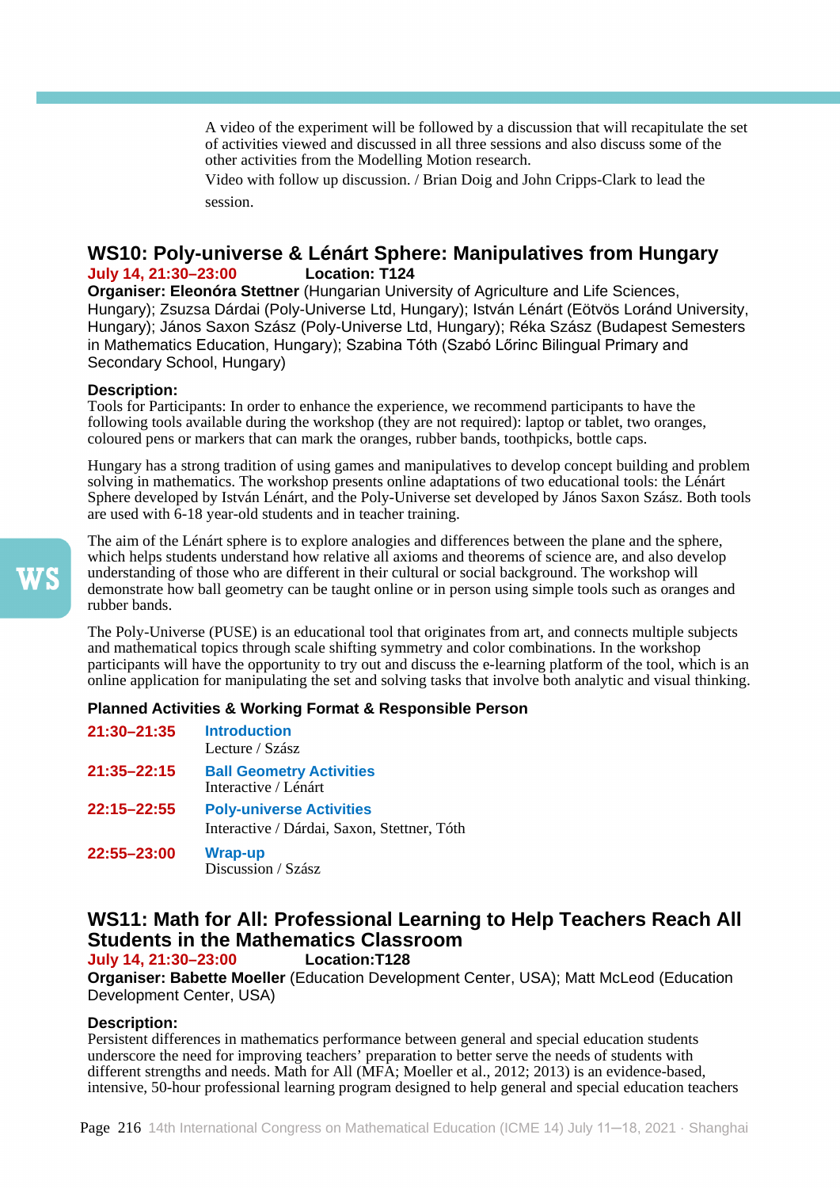A video of the experiment will be followed by a discussion that will recapitulate the set of activities viewed and discussed in all three sessions and also discuss some of the other activities from the Modelling Motion research.

Video with follow up discussion. / Brian Doig and John Cripps-Clark to lead the session.

## WS10: Poly-universe & Lénárt Sphere: Manipulatives from Hungary

**July 14, 21:30–23:00** **Location: T124**

**Organiser: Eleonóra Stettner** (Hungarian University of Agriculture and Life Sciences, Hungary); Zsuzsa Dárdai (Poly-Universe Ltd, Hungary); István Lénárt (Eötvös Loránd University, Hungary); János Saxon Szász (Poly-Universe Ltd, Hungary); Réka Szász (Budapest Semesters in Mathematics Education, Hungary); Szabina Tóth (Szabó Lőrinc Bilingual Primary and Secondary School, Hungary)

**Description:**

Tools for Participants: In order to enhance the experience, we recommend participants to have the following tools available during the workshop (they are not required): laptop or tablet, two oranges, coloured pens or markers that can mark the oranges, rubber bands, toothpicks, bottle caps.

Hungary has a strong tradition of using games and manipulatives to develop concept building and problem solving in mathematics. The workshop presents online adaptations of two educational tools: the Lénárt Sphere developed by István Lénárt, and the Poly-Universe set developed by János Saxon Szász. Both tools are used with 6-18 year-old students and in teacher training.

The aim of the Lénárt sphere is to explore analogies and differences between the plane and the sphere, which helps students understand how relative all axioms and theorems of science are, and also develop understanding of those who are different in their cultural or social background. The workshop will demonstrate how ball geometry can be taught online or in person using simple tools such as oranges and rubber bands.

The Poly-Universe (PUSE) is an educational tool that originates from art, and connects multiple subjects and mathematical topics through scale shifting symmetry and color combinations. In the workshop participants will have the opportunity to try out and discuss the e-learning platform of the tool, which is an online application for manipulating the set and solving tasks that involve both analytic and visual thinking.

**Planned Activities & Working Format & Responsible Person**

**21:30–21:35** **Introduction**
Lecture / Szász

**21:35–22:15** **Ball Geometry Activities**
Interactive / Lénárt

**22:15–22:55** **Poly-universe Activities**
Interactive / Dárdai, Saxon, Stettner, Tóth

**22:55–23:00** **Wrap-up**
Discussion / Szász

## WS11: Math for All: Professional Learning to Help Teachers Reach All Students in the Mathematics Classroom

**July 14, 21:30–23:00** **Location:T128**

**Organiser: Babette Moeller** (Education Development Center, USA); Matt McLeod (Education Development Center, USA)

**Description:**

Persistent differences in mathematics performance between general and special education students underscore the need for improving teachers' preparation to better serve the needs of students with different strengths and needs. Math for All (MFA; Moeller et al., 2012; 2013) is an evidence-based, intensive, 50-hour professional learning program designed to help general and special education teachers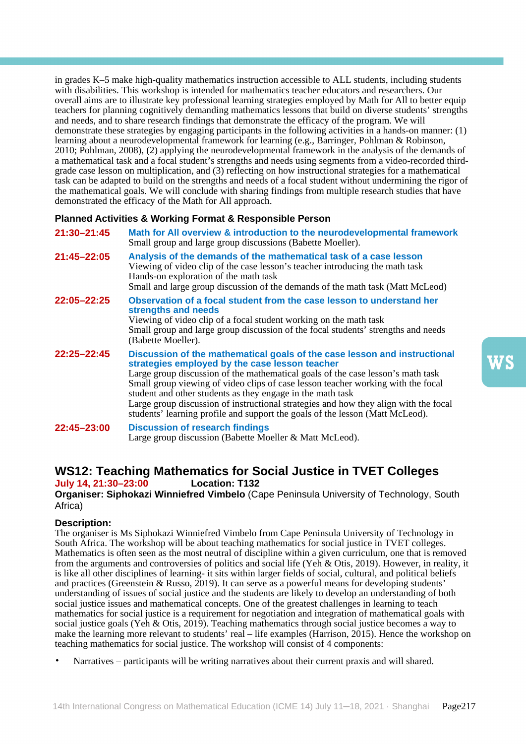in grades K–5 make high-quality mathematics instruction accessible to ALL students, including students with disabilities. This workshop is intended for mathematics teacher educators and researchers. Our overall aims are to illustrate key professional learning strategies employed by Math for All to better equip teachers for planning cognitively demanding mathematics lessons that build on diverse students' strengths and needs, and to share research findings that demonstrate the efficacy of the program. We will demonstrate these strategies by engaging participants in the following activities in a hands-on manner: (1) learning about a neurodevelopmental framework for learning (e.g., Barringer, Pohlman & Robinson, 2010; Pohlman, 2008), (2) applying the neurodevelopmental framework in the analysis of the demands of a mathematical task and a focal student's strengths and needs using segments from a video-recorded third-grade case lesson on multiplication, and (3) reflecting on how instructional strategies for a mathematical task can be adapted to build on the strengths and needs of a focal student without undermining the rigor of the mathematical goals. We will conclude with sharing findings from multiple research studies that have demonstrated the efficacy of the Math for All approach.

**Planned Activities & Working Format & Responsible Person**

**21:30–21:45** **Math for All overview & introduction to the neurodevelopmental framework**
Small group and large group discussions (Babette Moeller).

**21:45–22:05** **Analysis of the demands of the mathematical task of a case lesson**
Viewing of video clip of the case lesson's teacher introducing the math task
Hands-on exploration of the math task
Small and large group discussion of the demands of the math task (Matt McLeod)

**22:05–22:25** **Observation of a focal student from the case lesson to understand her strengths and needs**
Viewing of video clip of a focal student working on the math task
Small group and large group discussion of the focal students' strengths and needs (Babette Moeller).

**22:25–22:45** **Discussion of the mathematical goals of the case lesson and instructional strategies employed by the case lesson teacher**
Large group discussion of the mathematical goals of the case lesson's math task
Small group viewing of video clips of case lesson teacher working with the focal student and other students as they engage in the math task
Large group discussion of instructional strategies and how they align with the focal students' learning profile and support the goals of the lesson (Matt McLeod).

**22:45–23:00** **Discussion of research findings**
Large group discussion (Babette Moeller & Matt McLeod).

## WS12: Teaching Mathematics for Social Justice in TVET Colleges

**July 14, 21:30–23:00** **Location: T132**

**Organiser: Siphokazi Winniefred Vimbelo** (Cape Peninsula University of Technology, South Africa)

**Description:**

The organiser is Ms Siphokazi Winniefred Vimbelo from Cape Peninsula University of Technology in South Africa. The workshop will be about teaching mathematics for social justice in TVET colleges. Mathematics is often seen as the most neutral of discipline within a given curriculum, one that is removed from the arguments and controversies of politics and social life (Yeh & Otis, 2019). However, in reality, it is like all other disciplines of learning- it sits within larger fields of social, cultural, and political beliefs and practices (Greenstein & Russo, 2019). It can serve as a powerful means for developing students' understanding of issues of social justice and the students are likely to develop an understanding of both social justice issues and mathematical concepts. One of the greatest challenges in learning to teach mathematics for social justice is a requirement for negotiation and integration of mathematical goals with social justice goals (Yeh & Otis, 2019). Teaching mathematics through social justice becomes a way to make the learning more relevant to students' real – life examples (Harrison, 2015). Hence the workshop on teaching mathematics for social justice. The workshop will consist of 4 components:

- Narratives – participants will be writing narratives about their current praxis and will shared.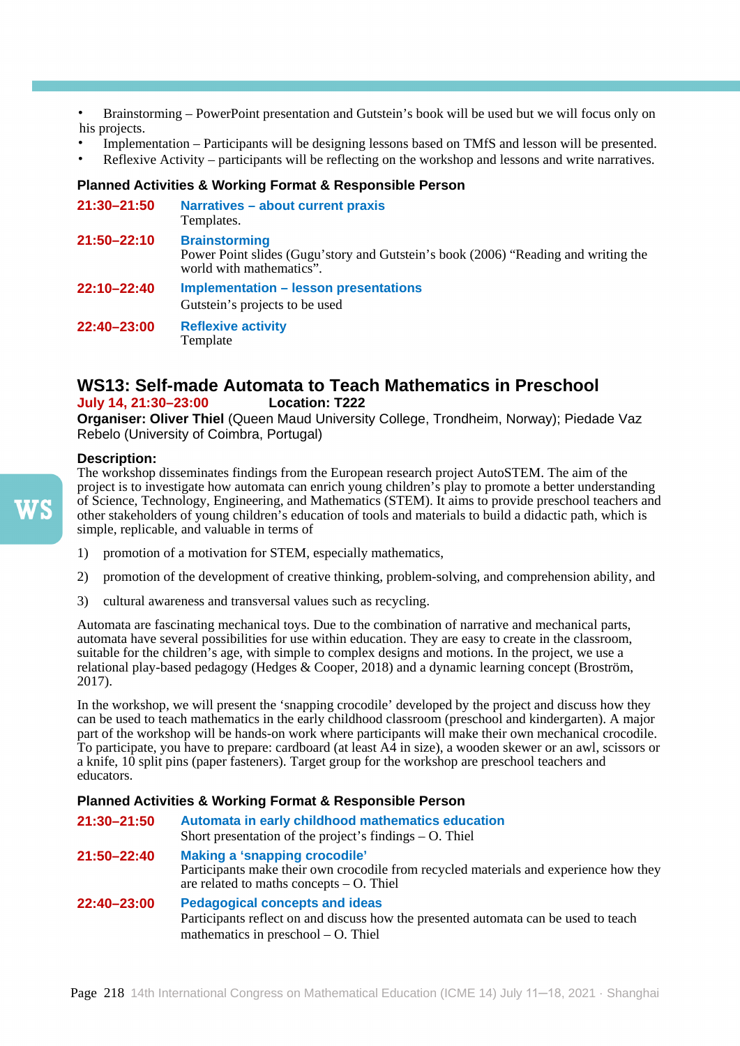- Brainstorming – PowerPoint presentation and Gutstein's book will be used but we will focus only on his projects.
- Implementation – Participants will be designing lessons based on TMfS and lesson will be presented.
- Reflexive Activity – participants will be reflecting on the workshop and lessons and write narratives.

**Planned Activities & Working Format & Responsible Person**

**21:30–21:50** **Narratives – about current praxis**
Templates.

**21:50–22:10** **Brainstorming**
Power Point slides (Gugu'story and Gutstein's book (2006) "Reading and writing the world with mathematics".

**22:10–22:40** **Implementation – lesson presentations**
Gutstein's projects to be used

**22:40–23:00** **Reflexive activity**
Template

## WS13: Self-made Automata to Teach Mathematics in Preschool

**July 14, 21:30–23:00** **Location: T222**

**Organiser: Oliver Thiel** (Queen Maud University College, Trondheim, Norway); Piedade Vaz Rebelo (University of Coimbra, Portugal)

**Description:**

The workshop disseminates findings from the European research project AutoSTEM. The aim of the project is to investigate how automata can enrich young children's play to promote a better understanding of Science, Technology, Engineering, and Mathematics (STEM). It aims to provide preschool teachers and other stakeholders of young children's education of tools and materials to build a didactic path, which is simple, replicable, and valuable in terms of

1) promotion of a motivation for STEM, especially mathematics,
2) promotion of the development of creative thinking, problem-solving, and comprehension ability, and
3) cultural awareness and transversal values such as recycling.

Automata are fascinating mechanical toys. Due to the combination of narrative and mechanical parts, automata have several possibilities for use within education. They are easy to create in the classroom, suitable for the children's age, with simple to complex designs and motions. In the project, we use a relational play-based pedagogy (Hedges & Cooper, 2018) and a dynamic learning concept (Broström, 2017).

In the workshop, we will present the 'snapping crocodile' developed by the project and discuss how they can be used to teach mathematics in the early childhood classroom (preschool and kindergarten). A major part of the workshop will be hands-on work where participants will make their own mechanical crocodile. To participate, you have to prepare: cardboard (at least A4 in size), a wooden skewer or an awl, scissors or a knife, 10 split pins (paper fasteners). Target group for the workshop are preschool teachers and educators.

**Planned Activities & Working Format & Responsible Person**

**21:30–21:50** **Automata in early childhood mathematics education**
Short presentation of the project's findings – O. Thiel

**21:50–22:40** **Making a 'snapping crocodile'**
Participants make their own crocodile from recycled materials and experience how they are related to maths concepts – O. Thiel

**22:40–23:00** **Pedagogical concepts and ideas**
Participants reflect on and discuss how the presented automata can be used to teach mathematics in preschool – O. Thiel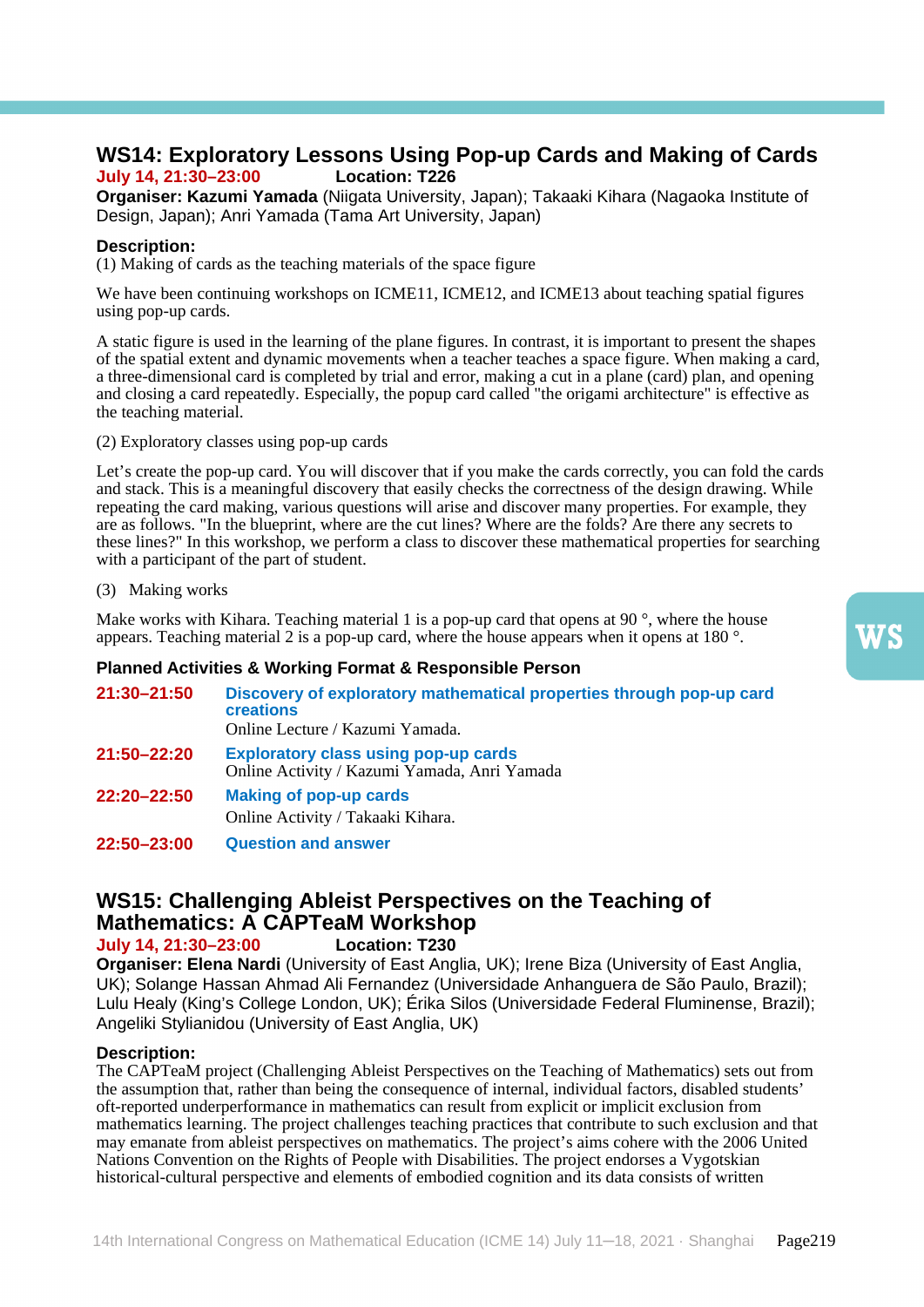## WS14: Exploratory Lessons Using Pop-up Cards and Making of Cards

**July 14, 21:30–23:00** **Location: T226**

**Organiser: Kazumi Yamada** (Niigata University, Japan); Takaaki Kihara (Nagaoka Institute of Design, Japan); Anri Yamada (Tama Art University, Japan)

**Description:**

(1) Making of cards as the teaching materials of the space figure

We have been continuing workshops on ICME11, ICME12, and ICME13 about teaching spatial figures using pop-up cards.

A static figure is used in the learning of the plane figures. In contrast, it is important to present the shapes of the spatial extent and dynamic movements when a teacher teaches a space figure. When making a card, a three-dimensional card is completed by trial and error, making a cut in a plane (card) plan, and opening and closing a card repeatedly. Especially, the popup card called "the origami architecture" is effective as the teaching material.

(2) Exploratory classes using pop-up cards

Let's create the pop-up card. You will discover that if you make the cards correctly, you can fold the cards and stack. This is a meaningful discovery that easily checks the correctness of the design drawing. While repeating the card making, various questions will arise and discover many properties. For example, they are as follows. "In the blueprint, where are the cut lines? Where are the folds? Are there any secrets to these lines?" In this workshop, we perform a class to discover these mathematical properties for searching with a participant of the part of student.

(3) Making works

Make works with Kihara. Teaching material 1 is a pop-up card that opens at 90 °, where the house appears. Teaching material 2 is a pop-up card, where the house appears when it opens at 180 °.

**Planned Activities & Working Format & Responsible Person**

**21:30–21:50** **Discovery of exploratory mathematical properties through pop-up card creations**
Online Lecture / Kazumi Yamada.

**21:50–22:20** **Exploratory class using pop-up cards**
Online Activity / Kazumi Yamada, Anri Yamada

**22:20–22:50** **Making of pop-up cards**
Online Activity / Takaaki Kihara.

**22:50–23:00** **Question and answer**

## WS15: Challenging Ableist Perspectives on the Teaching of Mathematics: A CAPTeaM Workshop

**July 14, 21:30–23:00** **Location: T230**

**Organiser: Elena Nardi** (University of East Anglia, UK); Irene Biza (University of East Anglia, UK); Solange Hassan Ahmad Ali Fernandez (Universidade Anhanguera de São Paulo, Brazil); Lulu Healy (King's College London, UK); Érika Silos (Universidade Federal Fluminense, Brazil); Angeliki Stylianidou (University of East Anglia, UK)

**Description:**

The CAPTeaM project (Challenging Ableist Perspectives on the Teaching of Mathematics) sets out from the assumption that, rather than being the consequence of internal, individual factors, disabled students' oft-reported underperformance in mathematics can result from explicit or implicit exclusion from mathematics learning. The project challenges teaching practices that contribute to such exclusion and that may emanate from ableist perspectives on mathematics. The project's aims cohere with the 2006 United Nations Convention on the Rights of People with Disabilities. The project endorses a Vygotskian historical-cultural perspective and elements of embodied cognition and its data consists of written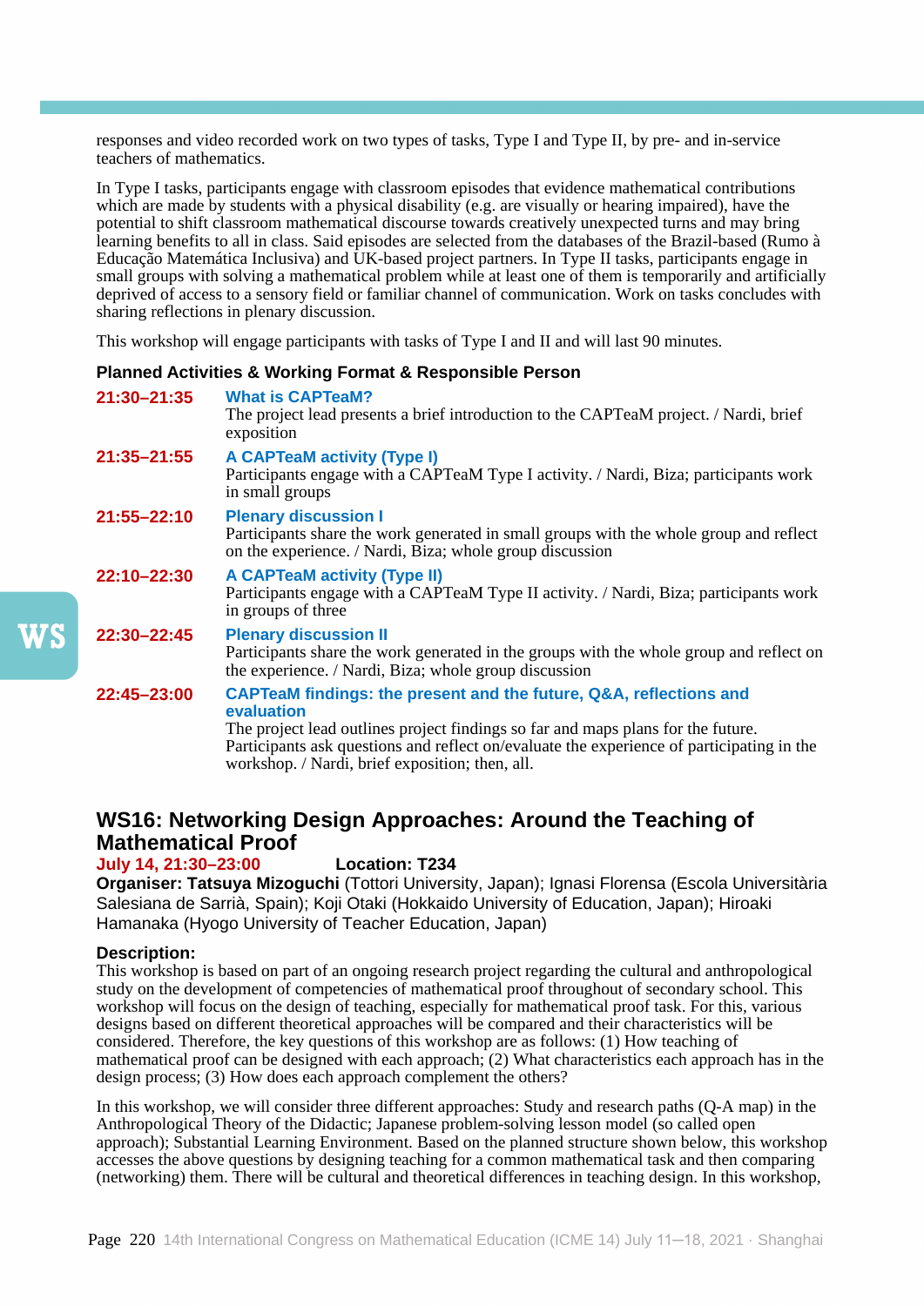responses and video recorded work on two types of tasks, Type I and Type II, by pre- and in-service teachers of mathematics.

In Type I tasks, participants engage with classroom episodes that evidence mathematical contributions which are made by students with a physical disability (e.g. are visually or hearing impaired), have the potential to shift classroom mathematical discourse towards creatively unexpected turns and may bring learning benefits to all in class. Said episodes are selected from the databases of the Brazil-based (Rumo à Educação Matemática Inclusiva) and UK-based project partners. In Type II tasks, participants engage in small groups with solving a mathematical problem while at least one of them is temporarily and artificially deprived of access to a sensory field or familiar channel of communication. Work on tasks concludes with sharing reflections in plenary discussion.

This workshop will engage participants with tasks of Type I and II and will last 90 minutes.

**Planned Activities & Working Format & Responsible Person**

**21:30–21:35** **What is CAPTeaM?**
The project lead presents a brief introduction to the CAPTeaM project. / Nardi, brief exposition

**21:35–21:55** **A CAPTeaM activity (Type I)**
Participants engage with a CAPTeaM Type I activity. / Nardi, Biza; participants work in small groups

**21:55–22:10** **Plenary discussion I**
Participants share the work generated in small groups with the whole group and reflect on the experience. / Nardi, Biza; whole group discussion

**22:10–22:30** **A CAPTeaM activity (Type II)**
Participants engage with a CAPTeaM Type II activity. / Nardi, Biza; participants work in groups of three

**22:30–22:45** **Plenary discussion II**
Participants share the work generated in the groups with the whole group and reflect on the experience. / Nardi, Biza; whole group discussion

**22:45–23:00** **CAPTeaM findings: the present and the future, Q&A, reflections and evaluation**
The project lead outlines project findings so far and maps plans for the future. Participants ask questions and reflect on/evaluate the experience of participating in the workshop. / Nardi, brief exposition; then, all.

## WS16: Networking Design Approaches: Around the Teaching of Mathematical Proof

**July 14, 21:30–23:00** **Location: T234**

**Organiser: Tatsuya Mizoguchi** (Tottori University, Japan); Ignasi Florensa (Escola Universitària Salesiana de Sarrià, Spain); Koji Otaki (Hokkaido University of Education, Japan); Hiroaki Hamanaka (Hyogo University of Teacher Education, Japan)

**Description:**

This workshop is based on part of an ongoing research project regarding the cultural and anthropological study on the development of competencies of mathematical proof throughout of secondary school. This workshop will focus on the design of teaching, especially for mathematical proof task. For this, various designs based on different theoretical approaches will be compared and their characteristics will be considered. Therefore, the key questions of this workshop are as follows: (1) How teaching of mathematical proof can be designed with each approach; (2) What characteristics each approach has in the design process; (3) How does each approach complement the others?

In this workshop, we will consider three different approaches: Study and research paths (Q-A map) in the Anthropological Theory of the Didactic; Japanese problem-solving lesson model (so called open approach); Substantial Learning Environment. Based on the planned structure shown below, this workshop accesses the above questions by designing teaching for a common mathematical task and then comparing (networking) them. There will be cultural and theoretical differences in teaching design. In this workshop,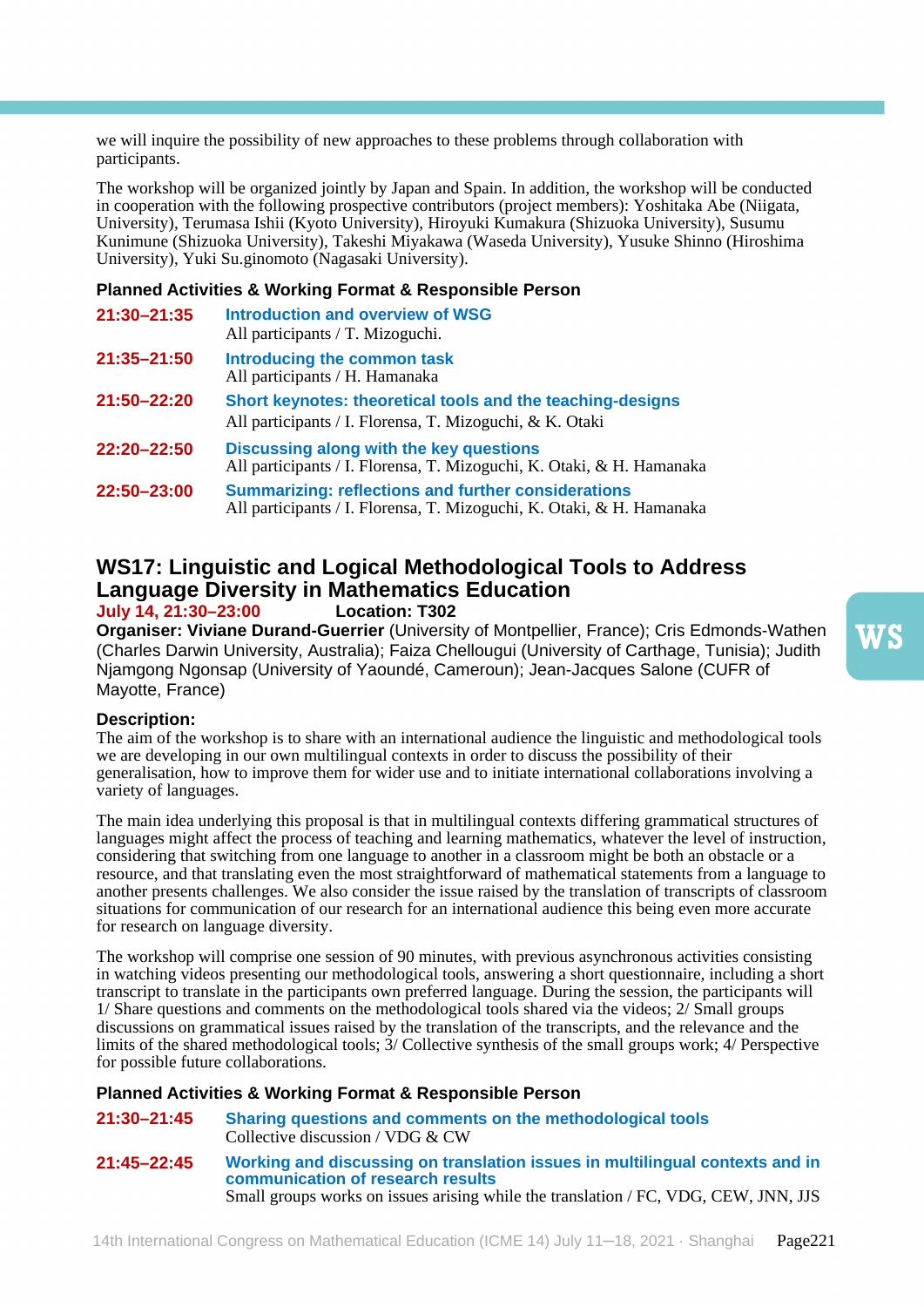we will inquire the possibility of new approaches to these problems through collaboration with participants.

The workshop will be organized jointly by Japan and Spain. In addition, the workshop will be conducted in cooperation with the following prospective contributors (project members): Yoshitaka Abe (Niigata, University), Terumasa Ishii (Kyoto University), Hiroyuki Kumakura (Shizuoka University), Susumu Kunimune (Shizuoka University), Takeshi Miyakawa (Waseda University), Yusuke Shinno (Hiroshima University), Yuki Su.ginomoto (Nagasaki University).

**Planned Activities & Working Format & Responsible Person**

**21:30–21:35** **Introduction and overview of WSG**
All participants / T. Mizoguchi.

**21:35–21:50** **Introducing the common task**
All participants / H. Hamanaka

**21:50–22:20** **Short keynotes: theoretical tools and the teaching-designs**
All participants / I. Florensa, T. Mizoguchi, & K. Otaki

**22:20–22:50** **Discussing along with the key questions**
All participants / I. Florensa, T. Mizoguchi, K. Otaki, & H. Hamanaka

**22:50–23:00** **Summarizing: reflections and further considerations**
All participants / I. Florensa, T. Mizoguchi, K. Otaki, & H. Hamanaka

## WS17: Linguistic and Logical Methodological Tools to Address Language Diversity in Mathematics Education

**July 14, 21:30–23:00** **Location: T302**

**Organiser: Viviane Durand-Guerrier** (University of Montpellier, France); Cris Edmonds-Wathen (Charles Darwin University, Australia); Faiza Chellougui (University of Carthage, Tunisia); Judith Njamgong Ngonsap (University of Yaoundé, Cameroun); Jean-Jacques Salone (CUFR of Mayotte, France)

**Description:**

The aim of the workshop is to share with an international audience the linguistic and methodological tools we are developing in our own multilingual contexts in order to discuss the possibility of their generalisation, how to improve them for wider use and to initiate international collaborations involving a variety of languages.

The main idea underlying this proposal is that in multilingual contexts differing grammatical structures of languages might affect the process of teaching and learning mathematics, whatever the level of instruction, considering that switching from one language to another in a classroom might be both an obstacle or a resource, and that translating even the most straightforward of mathematical statements from a language to another presents challenges. We also consider the issue raised by the translation of transcripts of classroom situations for communication of our research for an international audience this being even more accurate for research on language diversity.

The workshop will comprise one session of 90 minutes, with previous asynchronous activities consisting in watching videos presenting our methodological tools, answering a short questionnaire, including a short transcript to translate in the participants own preferred language. During the session, the participants will 1/ Share questions and comments on the methodological tools shared via the videos; 2/ Small groups discussions on grammatical issues raised by the translation of the transcripts, and the relevance and the limits of the shared methodological tools; 3/ Collective synthesis of the small groups work; 4/ Perspective for possible future collaborations.

**Planned Activities & Working Format & Responsible Person**

**21:30–21:45** **Sharing questions and comments on the methodological tools**
Collective discussion / VDG & CW

**21:45–22:45** **Working and discussing on translation issues in multilingual contexts and in communication of research results**
Small groups works on issues arising while the translation / FC, VDG, CEW, JNN, JJS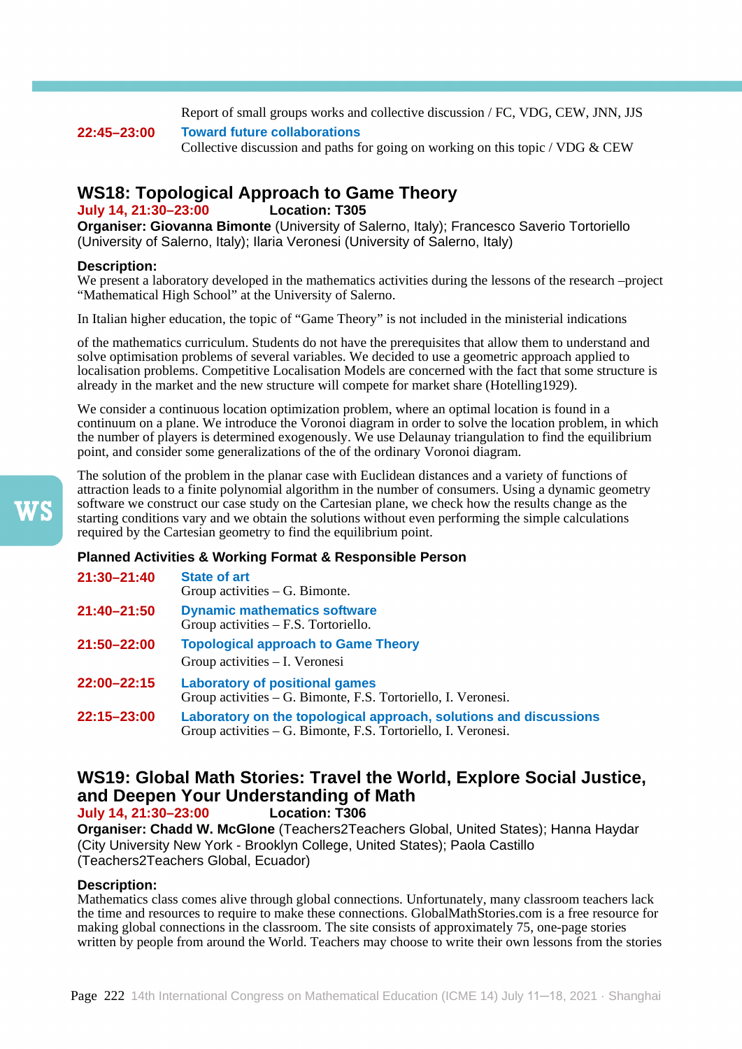Report of small groups works and collective discussion / FC, VDG, CEW, JNN, JJS

**22:45–23:00** **Toward future collaborations**
Collective discussion and paths for going on working on this topic / VDG & CEW

## WS18: Topological Approach to Game Theory

**July 14, 21:30–23:00** **Location: T305**

**Organiser: Giovanna Bimonte** (University of Salerno, Italy); Francesco Saverio Tortoriello (University of Salerno, Italy); Ilaria Veronesi (University of Salerno, Italy)

**Description:**
We present a laboratory developed in the mathematics activities during the lessons of the research –project “Mathematical High School” at the University of Salerno.

In Italian higher education, the topic of “Game Theory” is not included in the ministerial indications

of the mathematics curriculum. Students do not have the prerequisites that allow them to understand and solve optimisation problems of several variables. We decided to use a geometric approach applied to localisation problems. Competitive Localisation Models are concerned with the fact that some structure is already in the market and the new structure will compete for market share (Hotelling1929).

We consider a continuous location optimization problem, where an optimal location is found in a continuum on a plane. We introduce the Voronoi diagram in order to solve the location problem, in which the number of players is determined exogenously. We use Delaunay triangulation to find the equilibrium point, and consider some generalizations of the of the ordinary Voronoi diagram.

The solution of the problem in the planar case with Euclidean distances and a variety of functions of attraction leads to a finite polynomial algorithm in the number of consumers. Using a dynamic geometry software we construct our case study on the Cartesian plane, we check how the results change as the starting conditions vary and we obtain the solutions without even performing the simple calculations required by the Cartesian geometry to find the equilibrium point.

**Planned Activities & Working Format & Responsible Person**

**21:30–21:40** **State of art**
Group activities – G. Bimonte.

**21:40–21:50** **Dynamic mathematics software**
Group activities – F.S. Tortoriello.

**21:50–22:00** **Topological approach to Game Theory**
Group activities – I. Veronesi

**22:00–22:15** **Laboratory of positional games**
Group activities – G. Bimonte, F.S. Tortoriello, I. Veronesi.

**22:15–23:00** **Laboratory on the topological approach, solutions and discussions**
Group activities – G. Bimonte, F.S. Tortoriello, I. Veronesi.

## WS19: Global Math Stories: Travel the World, Explore Social Justice, and Deepen Your Understanding of Math

**July 14, 21:30–23:00** **Location: T306**

**Organiser: Chadd W. McGlone** (Teachers2Teachers Global, United States); Hanna Haydar (City University New York - Brooklyn College, United States); Paola Castillo (Teachers2Teachers Global, Ecuador)

**Description:**
Mathematics class comes alive through global connections. Unfortunately, many classroom teachers lack the time and resources to require to make these connections. GlobalMathStories.com is a free resource for making global connections in the classroom. The site consists of approximately 75, one-page stories written by people from around the World. Teachers may choose to write their own lessons from the stories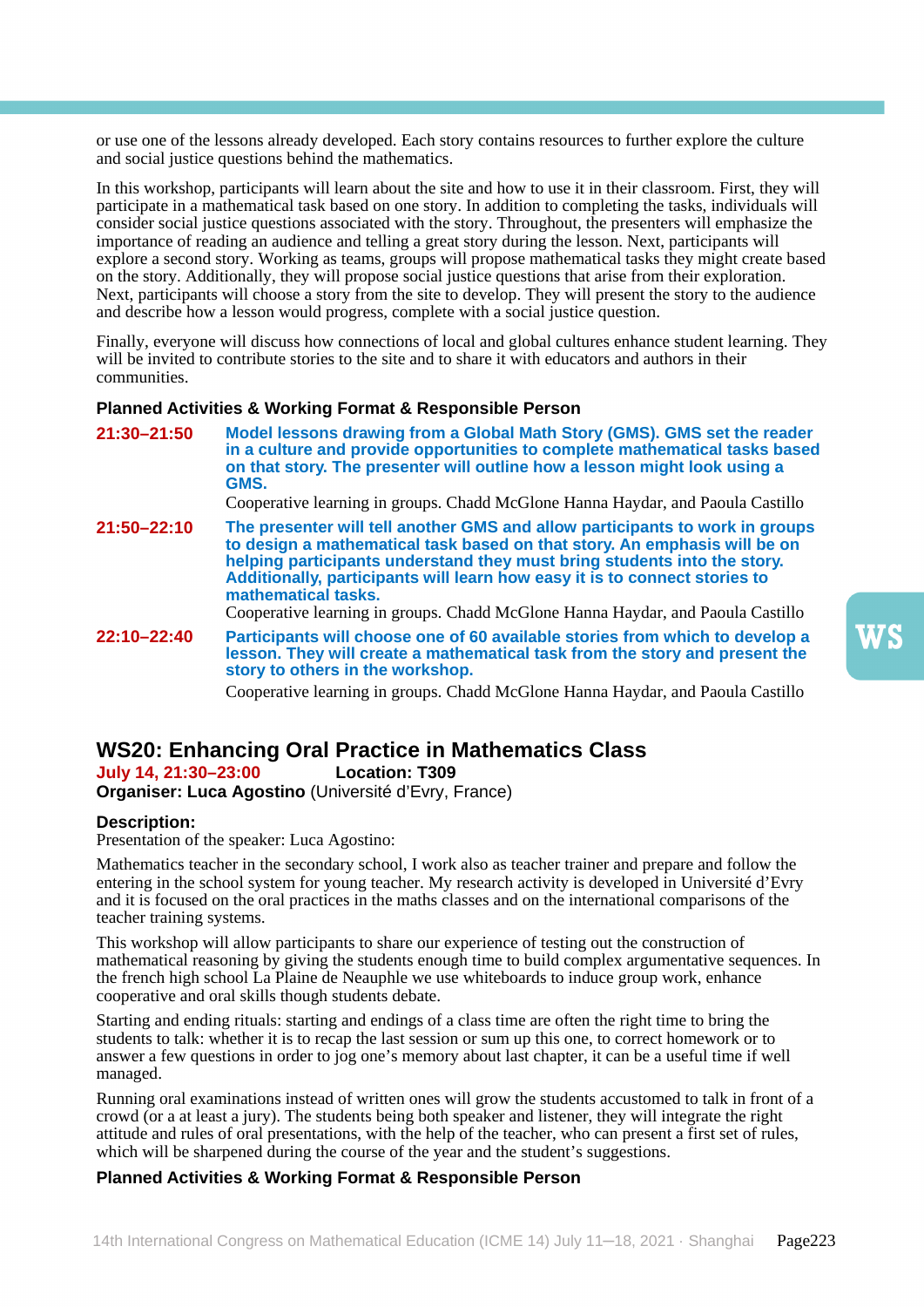or use one of the lessons already developed. Each story contains resources to further explore the culture and social justice questions behind the mathematics.

In this workshop, participants will learn about the site and how to use it in their classroom. First, they will participate in a mathematical task based on one story. In addition to completing the tasks, individuals will consider social justice questions associated with the story. Throughout, the presenters will emphasize the importance of reading an audience and telling a great story during the lesson. Next, participants will explore a second story. Working as teams, groups will propose mathematical tasks they might create based on the story. Additionally, they will propose social justice questions that arise from their exploration. Next, participants will choose a story from the site to develop. They will present the story to the audience and describe how a lesson would progress, complete with a social justice question.

Finally, everyone will discuss how connections of local and global cultures enhance student learning. They will be invited to contribute stories to the site and to share it with educators and authors in their communities.

**Planned Activities & Working Format & Responsible Person**

**21:30–21:50** **Model lessons drawing from a Global Math Story (GMS). GMS set the reader in a culture and provide opportunities to complete mathematical tasks based on that story. The presenter will outline how a lesson might look using a GMS.**
Cooperative learning in groups. Chadd McGlone Hanna Haydar, and Paoula Castillo

**21:50–22:10** **The presenter will tell another GMS and allow participants to work in groups to design a mathematical task based on that story. An emphasis will be on helping participants understand they must bring students into the story. Additionally, participants will learn how easy it is to connect stories to mathematical tasks.**
Cooperative learning in groups. Chadd McGlone Hanna Haydar, and Paoula Castillo

**22:10–22:40** **Participants will choose one of 60 available stories from which to develop a lesson. They will create a mathematical task from the story and present the story to others in the workshop.**
Cooperative learning in groups. Chadd McGlone Hanna Haydar, and Paoula Castillo

## WS20: Enhancing Oral Practice in Mathematics Class

**July 14, 21:30–23:00** **Location: T309**
**Organiser: Luca Agostino** (Université d'Evry, France)

**Description:**
Presentation of the speaker: Luca Agostino:

Mathematics teacher in the secondary school, I work also as teacher trainer and prepare and follow the entering in the school system for young teacher. My research activity is developed in Université d'Evry and it is focused on the oral practices in the maths classes and on the international comparisons of the teacher training systems.

This workshop will allow participants to share our experience of testing out the construction of mathematical reasoning by giving the students enough time to build complex argumentative sequences. In the french high school La Plaine de Neauphle we use whiteboards to induce group work, enhance cooperative and oral skills though students debate.

Starting and ending rituals: starting and endings of a class time are often the right time to bring the students to talk: whether it is to recap the last session or sum up this one, to correct homework or to answer a few questions in order to jog one's memory about last chapter, it can be a useful time if well managed.

Running oral examinations instead of written ones will grow the students accustomed to talk in front of a crowd (or a at least a jury). The students being both speaker and listener, they will integrate the right attitude and rules of oral presentations, with the help of the teacher, who can present a first set of rules, which will be sharpened during the course of the year and the student's suggestions.

**Planned Activities & Working Format & Responsible Person**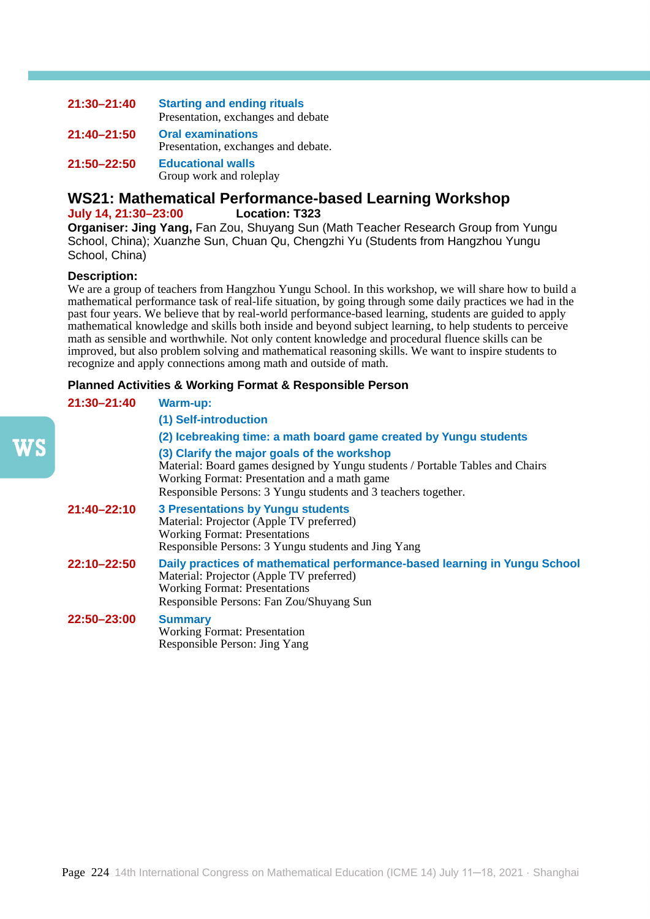**21:30–21:40** **Starting and ending rituals**
Presentation, exchanges and debate

**21:40–21:50** **Oral examinations**
Presentation, exchanges and debate.

**21:50–22:50** **Educational walls**
Group work and roleplay

## WS21: Mathematical Performance-based Learning Workshop

**July 14, 21:30–23:00** **Location: T323**

**Organiser: Jing Yang,** Fan Zou, Shuyang Sun (Math Teacher Research Group from Yungu School, China); Xuanzhe Sun, Chuan Qu, Chengzhi Yu (Students from Hangzhou Yungu School, China)

**Description:**

We are a group of teachers from Hangzhou Yungu School. In this workshop, we will share how to build a mathematical performance task of real-life situation, by going through some daily practices we had in the past four years. We believe that by real-world performance-based learning, students are guided to apply mathematical knowledge and skills both inside and beyond subject learning, to help students to perceive math as sensible and worthwhile. Not only content knowledge and procedural fluence skills can be improved, but also problem solving and mathematical reasoning skills. We want to inspire students to recognize and apply connections among math and outside of math.

**Planned Activities & Working Format & Responsible Person**

**21:30–21:40** **Warm-up:**
**(1) Self-introduction**
**(2) Icebreaking time: a math board game created by Yungu students**
**(3) Clarify the major goals of the workshop**
Material: Board games designed by Yungu students / Portable Tables and Chairs
Working Format: Presentation and a math game
Responsible Persons: 3 Yungu students and 3 teachers together.

**21:40–22:10** **3 Presentations by Yungu students**
Material: Projector (Apple TV preferred)
Working Format: Presentations
Responsible Persons: 3 Yungu students and Jing Yang

**22:10–22:50** **Daily practices of mathematical performance-based learning in Yungu School**
Material: Projector (Apple TV preferred)
Working Format: Presentations
Responsible Persons: Fan Zou/Shuyang Sun

**22:50–23:00** **Summary**
Working Format: Presentation
Responsible Person: Jing Yang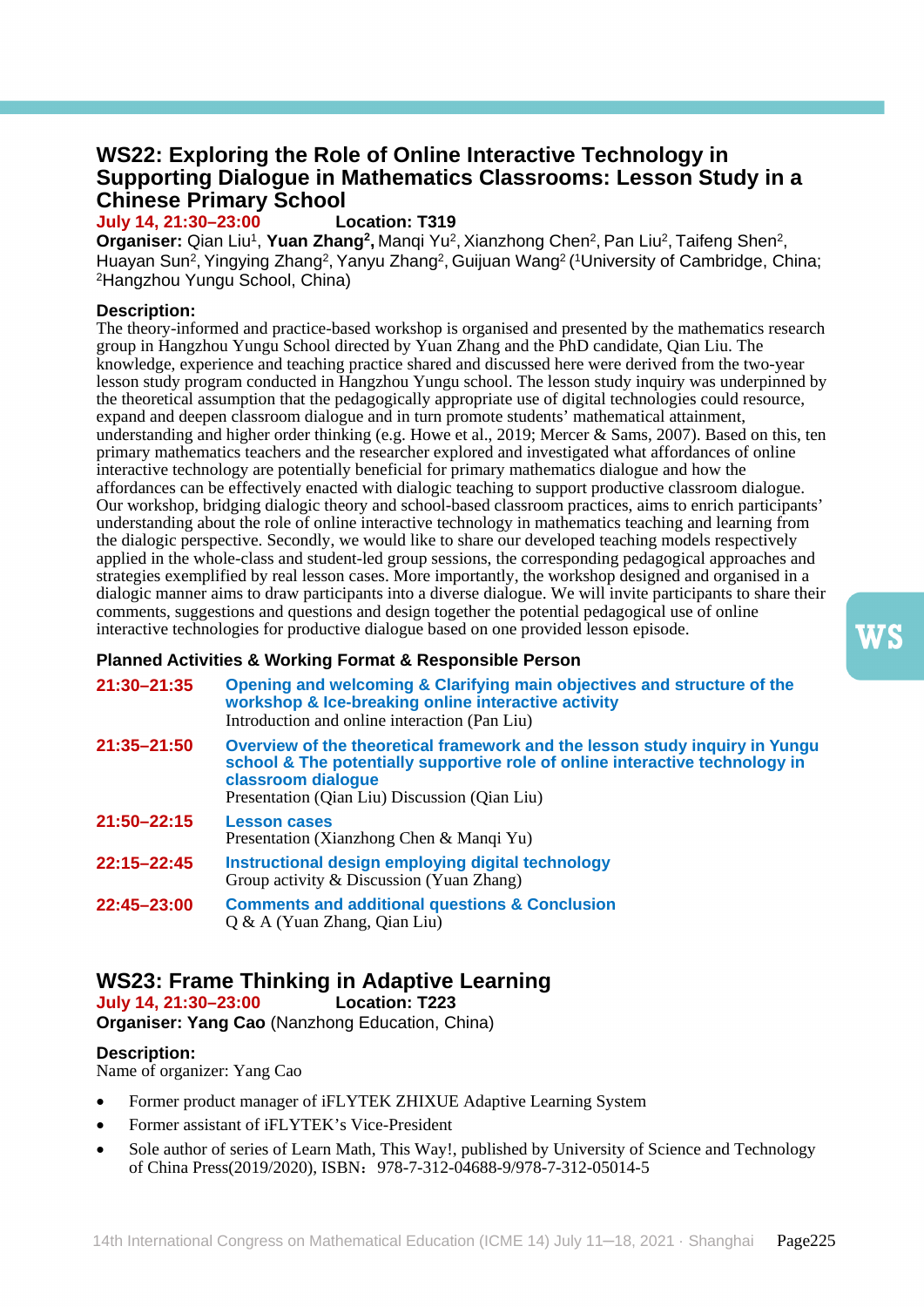## WS22: Exploring the Role of Online Interactive Technology in Supporting Dialogue in Mathematics Classrooms: Lesson Study in a Chinese Primary School

**July 14, 21:30–23:00** **Location: T319**

**Organiser:** Qian Liu[1], **Yuan Zhang[2],** Manqi Yu[2], Xianzhong Chen[2], Pan Liu[2], Taifeng Shen[2], Huayan Sun[2], Yingying Zhang[2], Yanyu Zhang[2], Guijuan Wang[2] ([1]University of Cambridge, China; [2]Hangzhou Yungu School, China)

**Description:**

The theory-informed and practice-based workshop is organised and presented by the mathematics research group in Hangzhou Yungu School directed by Yuan Zhang and the PhD candidate, Qian Liu. The knowledge, experience and teaching practice shared and discussed here were derived from the two-year lesson study program conducted in Hangzhou Yungu school. The lesson study inquiry was underpinned by the theoretical assumption that the pedagogically appropriate use of digital technologies could resource, expand and deepen classroom dialogue and in turn promote students' mathematical attainment, understanding and higher order thinking (e.g. Howe et al., 2019; Mercer & Sams, 2007). Based on this, ten primary mathematics teachers and the researcher explored and investigated what affordances of online interactive technology are potentially beneficial for primary mathematics dialogue and how the affordances can be effectively enacted with dialogic teaching to support productive classroom dialogue. Our workshop, bridging dialogic theory and school-based classroom practices, aims to enrich participants' understanding about the role of online interactive technology in mathematics teaching and learning from the dialogic perspective. Secondly, we would like to share our developed teaching models respectively applied in the whole-class and student-led group sessions, the corresponding pedagogical approaches and strategies exemplified by real lesson cases. More importantly, the workshop designed and organised in a dialogic manner aims to draw participants into a diverse dialogue. We will invite participants to share their comments, suggestions and questions and design together the potential pedagogical use of online interactive technologies for productive dialogue based on one provided lesson episode.

**Planned Activities & Working Format & Responsible Person**

**21:30–21:35** **Opening and welcoming & Clarifying main objectives and structure of the workshop & Ice-breaking online interactive activity**
Introduction and online interaction (Pan Liu)

**21:35–21:50** **Overview of the theoretical framework and the lesson study inquiry in Yungu school & The potentially supportive role of online interactive technology in classroom dialogue**
Presentation (Qian Liu) Discussion (Qian Liu)

**21:50–22:15** **Lesson cases**
Presentation (Xianzhong Chen & Manqi Yu)

**22:15–22:45** **Instructional design employing digital technology**
Group activity & Discussion (Yuan Zhang)

**22:45–23:00** **Comments and additional questions & Conclusion**
Q & A (Yuan Zhang, Qian Liu)

## WS23: Frame Thinking in Adaptive Learning

**July 14, 21:30–23:00** **Location: T223**

**Organiser: Yang Cao** (Nanzhong Education, China)

**Description:**

Name of organizer: Yang Cao

- Former product manager of iFLYTEK ZHIXUE Adaptive Learning System
- Former assistant of iFLYTEK's Vice-President
- Sole author of series of Learn Math, This Way!, published by University of Science and Technology of China Press(2019/2020), ISBN：978-7-312-04688-9/978-7-312-05014-5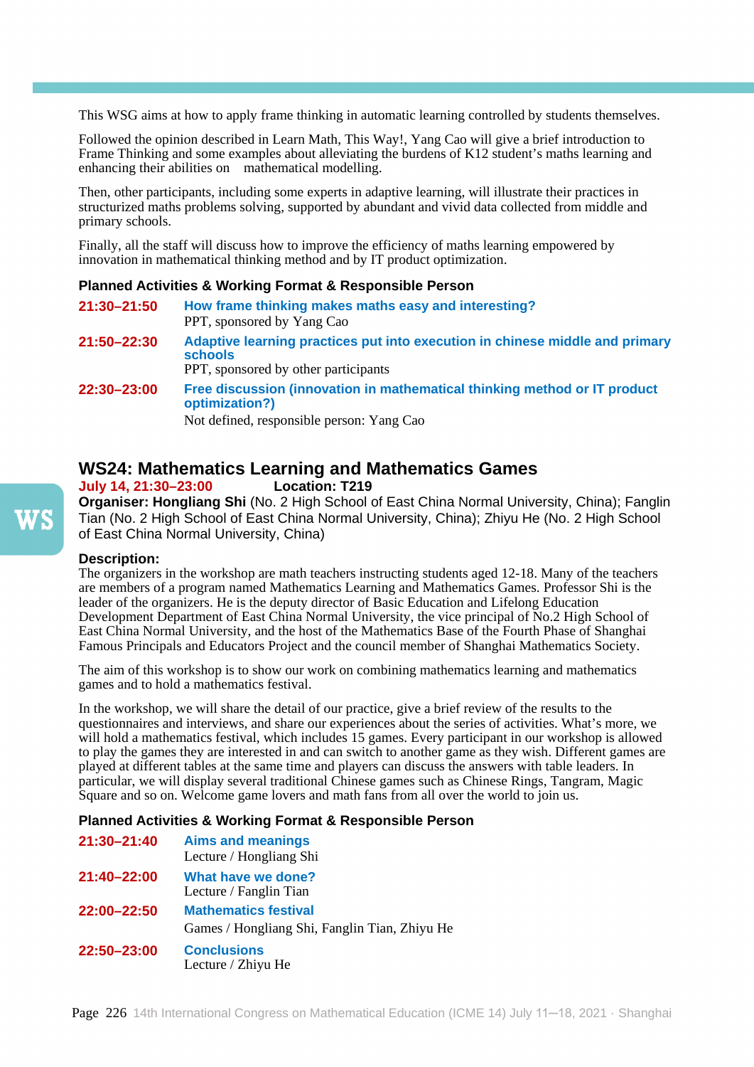This WSG aims at how to apply frame thinking in automatic learning controlled by students themselves.

Followed the opinion described in Learn Math, This Way!, Yang Cao will give a brief introduction to Frame Thinking and some examples about alleviating the burdens of K12 student's maths learning and enhancing their abilities on mathematical modelling.

Then, other participants, including some experts in adaptive learning, will illustrate their practices in structurized maths problems solving, supported by abundant and vivid data collected from middle and primary schools.

Finally, all the staff will discuss how to improve the efficiency of maths learning empowered by innovation in mathematical thinking method and by IT product optimization.

**Planned Activities & Working Format & Responsible Person**

**21:30–21:50** **How frame thinking makes maths easy and interesting?**
PPT, sponsored by Yang Cao

**21:50–22:30** **Adaptive learning practices put into execution in chinese middle and primary schools**
PPT, sponsored by other participants

**22:30–23:00** **Free discussion (innovation in mathematical thinking method or IT product optimization?)**
Not defined, responsible person: Yang Cao

## WS24: Mathematics Learning and Mathematics Games

**July 14, 21:30–23:00** **Location: T219**

**Organiser: Hongliang Shi** (No. 2 High School of East China Normal University, China); Fanglin Tian (No. 2 High School of East China Normal University, China); Zhiyu He (No. 2 High School of East China Normal University, China)

**Description:**
The organizers in the workshop are math teachers instructing students aged 12-18. Many of the teachers are members of a program named Mathematics Learning and Mathematics Games. Professor Shi is the leader of the organizers. He is the deputy director of Basic Education and Lifelong Education Development Department of East China Normal University, the vice principal of No.2 High School of East China Normal University, and the host of the Mathematics Base of the Fourth Phase of Shanghai Famous Principals and Educators Project and the council member of Shanghai Mathematics Society.

The aim of this workshop is to show our work on combining mathematics learning and mathematics games and to hold a mathematics festival.

In the workshop, we will share the detail of our practice, give a brief review of the results to the questionnaires and interviews, and share our experiences about the series of activities. What's more, we will hold a mathematics festival, which includes 15 games. Every participant in our workshop is allowed to play the games they are interested in and can switch to another game as they wish. Different games are played at different tables at the same time and players can discuss the answers with table leaders. In particular, we will display several traditional Chinese games such as Chinese Rings, Tangram, Magic Square and so on. Welcome game lovers and math fans from all over the world to join us.

**Planned Activities & Working Format & Responsible Person**

**21:30–21:40** **Aims and meanings**
Lecture / Hongliang Shi

**21:40–22:00** **What have we done?**
Lecture / Fanglin Tian

**22:00–22:50** **Mathematics festival**
Games / Hongliang Shi, Fanglin Tian, Zhiyu He

**22:50–23:00** **Conclusions**
Lecture / Zhiyu He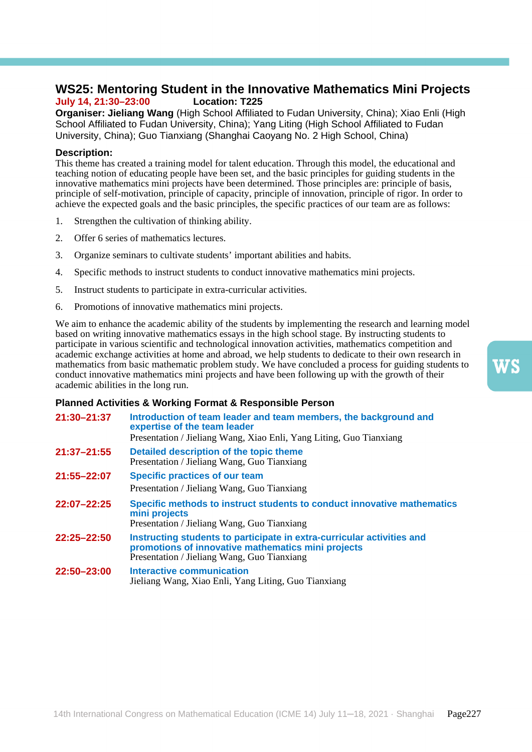## WS25: Mentoring Student in the Innovative Mathematics Mini Projects

**July 14, 21:30–23:00** **Location: T225**

**Organiser: Jieliang Wang** (High School Affiliated to Fudan University, China); Xiao Enli (High School Affiliated to Fudan University, China); Yang Liting (High School Affiliated to Fudan University, China); Guo Tianxiang (Shanghai Caoyang No. 2 High School, China)

**Description:**

This theme has created a training model for talent education. Through this model, the educational and teaching notion of educating people have been set, and the basic principles for guiding students in the innovative mathematics mini projects have been determined. Those principles are: principle of basis, principle of self-motivation, principle of capacity, principle of innovation, principle of rigor. In order to achieve the expected goals and the basic principles, the specific practices of our team are as follows:

1. Strengthen the cultivation of thinking ability.
2. Offer 6 series of mathematics lectures.
3. Organize seminars to cultivate students' important abilities and habits.
4. Specific methods to instruct students to conduct innovative mathematics mini projects.
5. Instruct students to participate in extra-curricular activities.
6. Promotions of innovative mathematics mini projects.

We aim to enhance the academic ability of the students by implementing the research and learning model based on writing innovative mathematics essays in the high school stage. By instructing students to participate in various scientific and technological innovation activities, mathematics competition and academic exchange activities at home and abroad, we help students to dedicate to their own research in mathematics from basic mathematic problem study. We have concluded a process for guiding students to conduct innovative mathematics mini projects and have been following up with the growth of their academic abilities in the long run.

**Planned Activities & Working Format & Responsible Person**

**21:30–21:37** **Introduction of team leader and team members, the background and expertise of the team leader**
Presentation / Jieliang Wang, Xiao Enli, Yang Liting, Guo Tianxiang

**21:37–21:55** **Detailed description of the topic theme**
Presentation / Jieliang Wang, Guo Tianxiang

**21:55–22:07** **Specific practices of our team**
Presentation / Jieliang Wang, Guo Tianxiang

**22:07–22:25** **Specific methods to instruct students to conduct innovative mathematics mini projects**
Presentation / Jieliang Wang, Guo Tianxiang

**22:25–22:50** **Instructing students to participate in extra-curricular activities and promotions of innovative mathematics mini projects**
Presentation / Jieliang Wang, Guo Tianxiang

**22:50–23:00** **Interactive communication**
Jieliang Wang, Xiao Enli, Yang Liting, Guo Tianxiang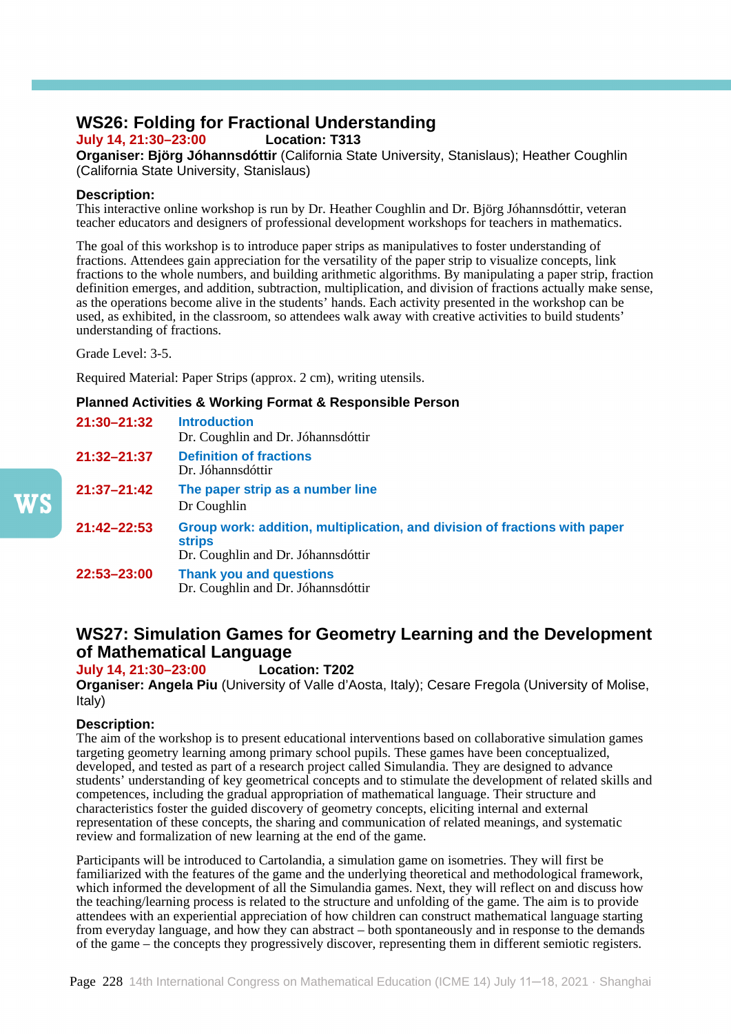## WS26: Folding for Fractional Understanding

**July 14, 21:30–23:00** **Location: T313**

**Organiser: Björg Jóhannsdóttir** (California State University, Stanislaus); Heather Coughlin (California State University, Stanislaus)

**Description:**

This interactive online workshop is run by Dr. Heather Coughlin and Dr. Björg Jóhannsdóttir, veteran teacher educators and designers of professional development workshops for teachers in mathematics.

The goal of this workshop is to introduce paper strips as manipulatives to foster understanding of fractions. Attendees gain appreciation for the versatility of the paper strip to visualize concepts, link fractions to the whole numbers, and building arithmetic algorithms. By manipulating a paper strip, fraction definition emerges, and addition, subtraction, multiplication, and division of fractions actually make sense, as the operations become alive in the students' hands. Each activity presented in the workshop can be used, as exhibited, in the classroom, so attendees walk away with creative activities to build students' understanding of fractions.

Grade Level: 3-5.

Required Material: Paper Strips (approx. 2 cm), writing utensils.

**Planned Activities & Working Format & Responsible Person**

| | |
|---|---|
| **21:30–21:32** | **Introduction**<br>Dr. Coughlin and Dr. Jóhannsdóttir |
| **21:32–21:37** | **Definition of fractions**<br>Dr. Jóhannsdóttir |
| **21:37–21:42** | **The paper strip as a number line**<br>Dr Coughlin |
| **21:42–22:53** | **Group work: addition, multiplication, and division of fractions with paper strips**<br>Dr. Coughlin and Dr. Jóhannsdóttir |
| **22:53–23:00** | **Thank you and questions**<br>Dr. Coughlin and Dr. Jóhannsdóttir |

## WS27: Simulation Games for Geometry Learning and the Development of Mathematical Language

**July 14, 21:30–23:00** **Location: T202**

**Organiser: Angela Piu** (University of Valle d'Aosta, Italy); Cesare Fregola (University of Molise, Italy)

**Description:**

The aim of the workshop is to present educational interventions based on collaborative simulation games targeting geometry learning among primary school pupils. These games have been conceptualized, developed, and tested as part of a research project called Simulandia. They are designed to advance students' understanding of key geometrical concepts and to stimulate the development of related skills and competences, including the gradual appropriation of mathematical language. Their structure and characteristics foster the guided discovery of geometry concepts, eliciting internal and external representation of these concepts, the sharing and communication of related meanings, and systematic review and formalization of new learning at the end of the game.

Participants will be introduced to Cartolandia, a simulation game on isometries. They will first be familiarized with the features of the game and the underlying theoretical and methodological framework, which informed the development of all the Simulandia games. Next, they will reflect on and discuss how the teaching/learning process is related to the structure and unfolding of the game. The aim is to provide attendees with an experiential appreciation of how children can construct mathematical language starting from everyday language, and how they can abstract – both spontaneously and in response to the demands of the game – the concepts they progressively discover, representing them in different semiotic registers.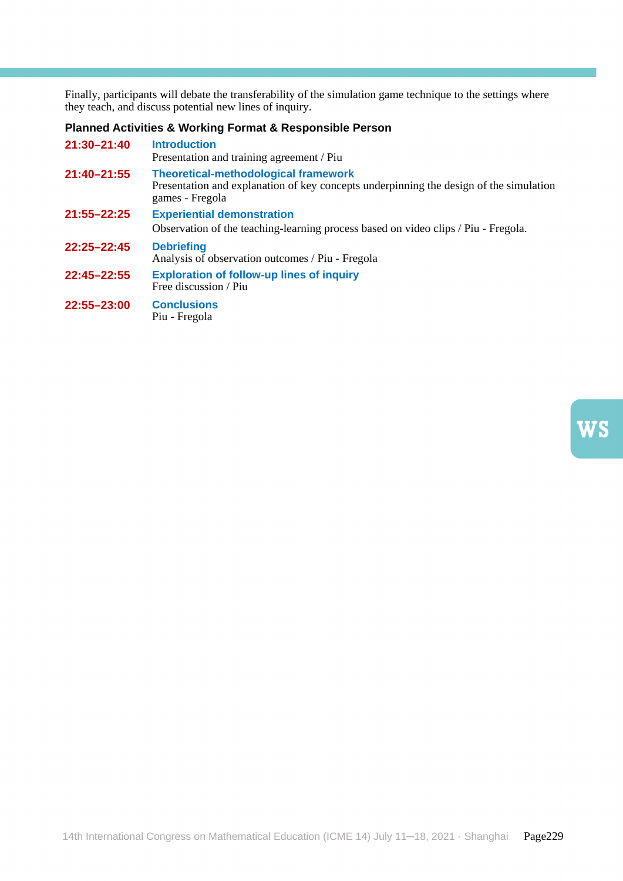Finally, participants will debate the transferability of the simulation game technique to the settings where they teach, and discuss potential new lines of inquiry.

**Planned Activities & Working Format & Responsible Person**

**21:30–21:40** **Introduction**
Presentation and training agreement / Piu

**21:40–21:55** **Theoretical-methodological framework**
Presentation and explanation of key concepts underpinning the design of the simulation games - Fregola

**21:55–22:25** **Experiential demonstration**
Observation of the teaching-learning process based on video clips / Piu - Fregola.

**22:25–22:45** **Debriefing**
Analysis of observation outcomes / Piu - Fregola

**22:45–22:55** **Exploration of follow-up lines of inquiry**
Free discussion / Piu

**22:55–23:00** **Conclusions**
Piu - Fregola